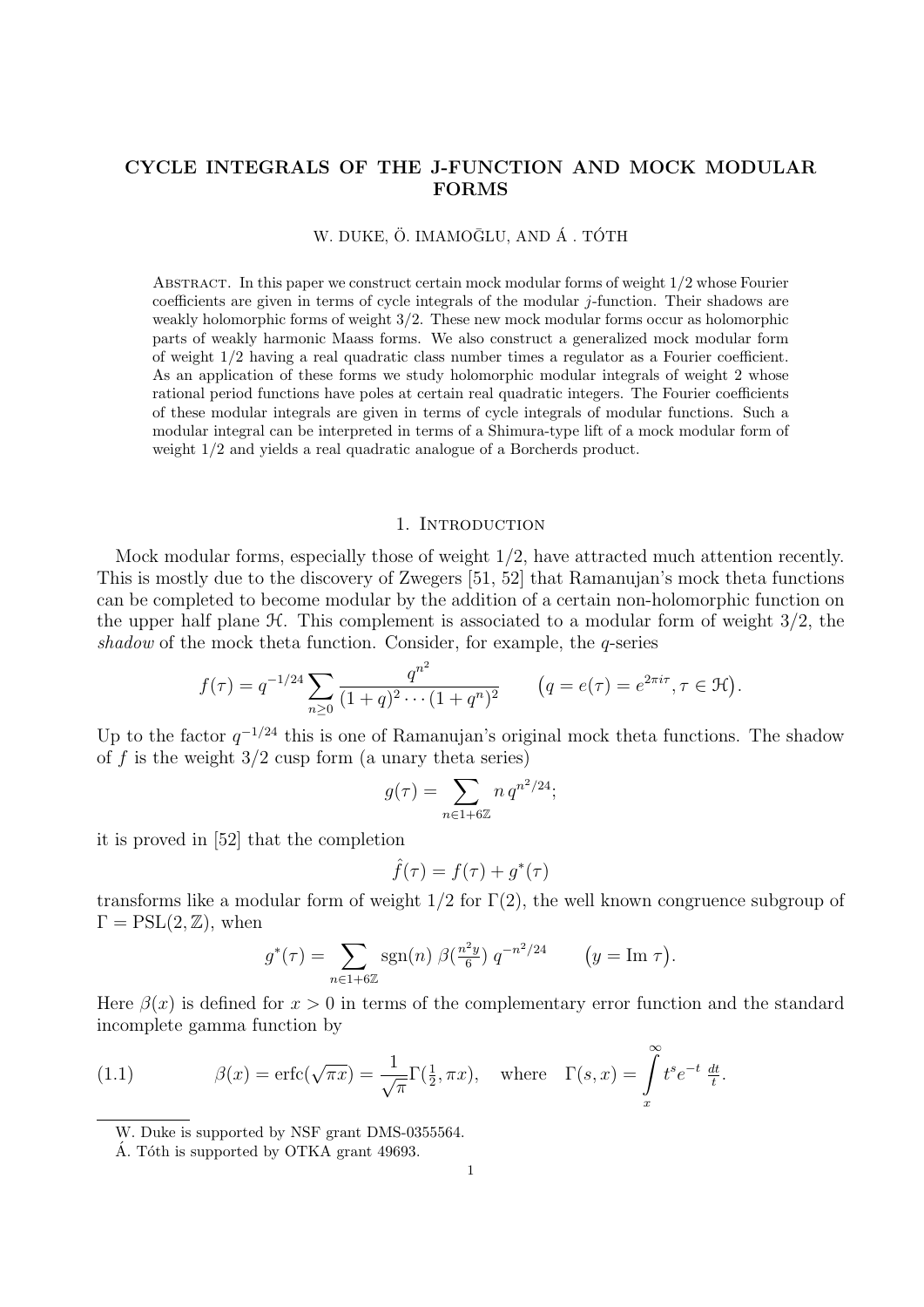# CYCLE INTEGRALS OF THE J-FUNCTION AND MOCK MODULAR FORMS

W. DUKE, Ö. IMAMOḠLU, AND Á . TÓTH

ABSTRACT. In this paper we construct certain mock modular forms of weight 1/2 whose Fourier coefficients are given in terms of cycle integrals of the modular $j$-function. Their shadows are weakly holomorphic forms of weight 3/2. These new mock modular forms occur as holomorphic parts of weakly harmonic Maass forms. We also construct a generalized mock modular form of weight 1/2 having a real quadratic class number times a regulator as a Fourier coefficient. As an application of these forms we study holomorphic modular integrals of weight 2 whose rational period functions have poles at certain real quadratic integers. The Fourier coefficients of these modular integrals are given in terms of cycle integrals of modular functions. Such a modular integral can be interpreted in terms of a Shimura-type lift of a mock modular form of weight 1/2 and yields a real quadratic analogue of a Borcherds product.

## 1. INTRODUCTION

Mock modular forms, especially those of weight 1/2, have attracted much attention recently. This is mostly due to the discovery of Zwegers [51, 52] that Ramanujan's mock theta functions can be completed to become modular by the addition of a certain non-holomorphic function on the upper half plane $\mathcal{H}$. This complement is associated to a modular form of weight 3/2, the *shadow* of the mock theta function. Consider, for example, the $q$-series

$$f(\tau) = q^{-1/24} \sum_{n \geq 0} \frac{q^{n^2}}{(1+q)^2 \cdots (1+q^n)^2} \qquad \big(q = e(\tau) = e^{2\pi i \tau}, \tau \in \mathcal{H}\big).$$

Up to the factor $q^{-1/24}$ this is one of Ramanujan's original mock theta functions. The shadow of $f$ is the weight 3/2 cusp form (a unary theta series)

$$g(\tau) = \sum_{n \in 1+6\mathbb{Z}} n\, q^{n^2/24};$$

it is proved in [52] that the completion

$$\hat{f}(\tau) = f(\tau) + g^*(\tau)$$

transforms like a modular form of weight 1/2 for $\Gamma(2)$, the well known congruence subgroup of $\Gamma = \mathrm{PSL}(2, \mathbb{Z})$, when

$$g^*(\tau) = \sum_{n \in 1+6\mathbb{Z}} \mathrm{sgn}(n)\, \beta(\tfrac{n^2 y}{6})\, q^{-n^2/24} \qquad \big(y = \mathrm{Im}\ \tau\big).$$

Here $\beta(x)$ is defined for $x > 0$ in terms of the complementary error function and the standard incomplete gamma function by

$$\beta(x) = \mathrm{erfc}(\sqrt{\pi x}) = \frac{1}{\sqrt{\pi}} \Gamma(\tfrac{1}{2}, \pi x), \quad \text{where} \quad \Gamma(s, x) = \int_x^\infty t^s e^{-t}\, \tfrac{dt}{t}. \tag{1.1}$$

W. Duke is supported by NSF grant DMS-0355564.

Á. Tóth is supported by OTKA grant 49693.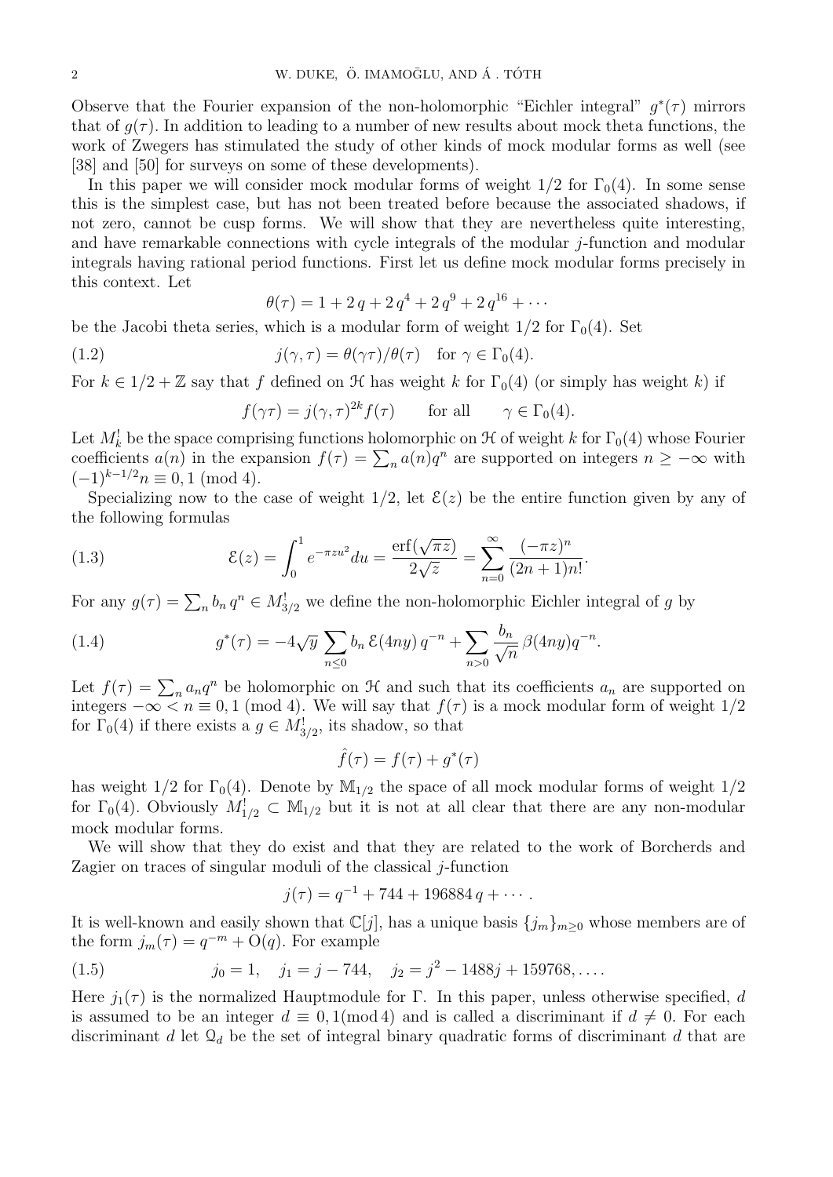Observe that the Fourier expansion of the non-holomorphic "Eichler integral" $g^*(\tau)$ mirrors that of $g(\tau)$. In addition to leading to a number of new results about mock theta functions, the work of Zwegers has stimulated the study of other kinds of mock modular forms as well (see [38] and [50] for surveys on some of these developments).

In this paper we will consider mock modular forms of weight $1/2$ for $\Gamma_0(4)$. In some sense this is the simplest case, but has not been treated before because the associated shadows, if not zero, cannot be cusp forms. We will show that they are nevertheless quite interesting, and have remarkable connections with cycle integrals of the modular $j$-function and modular integrals having rational period functions. First let us define mock modular forms precisely in this context. Let

$$\theta(\tau) = 1 + 2\,q + 2\,q^4 + 2\,q^9 + 2\,q^{16} + \cdots$$

be the Jacobi theta series, which is a modular form of weight $1/2$ for $\Gamma_0(4)$. Set

$$j(\gamma, \tau) = \theta(\gamma\tau)/\theta(\tau) \quad \text{for } \gamma \in \Gamma_0(4). \tag{1.2}$$

For $k \in 1/2 + \mathbb{Z}$ say that $f$ defined on $\mathcal{H}$ has weight $k$ for $\Gamma_0(4)$ (or simply has weight $k$) if

$$f(\gamma\tau) = j(\gamma, \tau)^{2k} f(\tau) \qquad \text{for all} \qquad \gamma \in \Gamma_0(4).$$

Let $M_k^!$ be the space comprising functions holomorphic on $\mathcal{H}$ of weight $k$ for $\Gamma_0(4)$ whose Fourier coefficients $a(n)$ in the expansion $f(\tau) = \sum_n a(n) q^n$ are supported on integers $n \geq -\infty$ with $(-1)^{k-1/2} n \equiv 0, 1 \pmod 4$.

Specializing now to the case of weight $1/2$, let $\mathcal{E}(z)$ be the entire function given by any of the following formulas

$$\mathcal{E}(z) = \int_0^1 e^{-\pi z u^2} du = \frac{\operatorname{erf}(\sqrt{\pi z})}{2\sqrt{z}} = \sum_{n=0}^{\infty} \frac{(-\pi z)^n}{(2n+1)n!}. \tag{1.3}$$

For any $g(\tau) = \sum_n b_n\, q^n \in M_{3/2}^!$ we define the non-holomorphic Eichler integral of $g$ by

$$g^*(\tau) = -4\sqrt{y} \sum_{n \leq 0} b_n\, \mathcal{E}(4ny)\, q^{-n} + \sum_{n>0} \frac{b_n}{\sqrt{n}}\, \beta(4ny) q^{-n}. \tag{1.4}$$

Let $f(\tau) = \sum_n a_n q^n$ be holomorphic on $\mathcal{H}$ and such that its coefficients $a_n$ are supported on integers $-\infty < n \equiv 0, 1 \pmod 4$. We will say that $f(\tau)$ is a mock modular form of weight $1/2$ for $\Gamma_0(4)$ if there exists a $g \in M_{3/2}^!$, its shadow, so that

$$\hat{f}(\tau) = f(\tau) + g^*(\tau)$$

has weight $1/2$ for $\Gamma_0(4)$. Denote by $\mathbb{M}_{1/2}$ the space of all mock modular forms of weight $1/2$ for $\Gamma_0(4)$. Obviously $M_{1/2}^! \subset \mathbb{M}_{1/2}$ but it is not at all clear that there are any non-modular mock modular forms.

We will show that they do exist and that they are related to the work of Borcherds and Zagier on traces of singular moduli of the classical $j$-function

$$j(\tau) = q^{-1} + 744 + 196884\, q + \cdots.$$

It is well-known and easily shown that $\mathbb{C}[j]$, has a unique basis $\{j_m\}_{m \geq 0}$ whose members are of the form $j_m(\tau) = q^{-m} + \mathrm{O}(q)$. For example

$$j_0 = 1, \quad j_1 = j - 744, \quad j_2 = j^2 - 1488j + 159768, \ldots. \tag{1.5}$$

Here $j_1(\tau)$ is the normalized Hauptmodule for $\Gamma$. In this paper, unless otherwise specified, $d$ is assumed to be an integer $d \equiv 0, 1 (\text{mod}\, 4)$ and is called a discriminant if $d \neq 0$. For each discriminant $d$ let $\mathcal{Q}_d$ be the set of integral binary quadratic forms of discriminant $d$ that are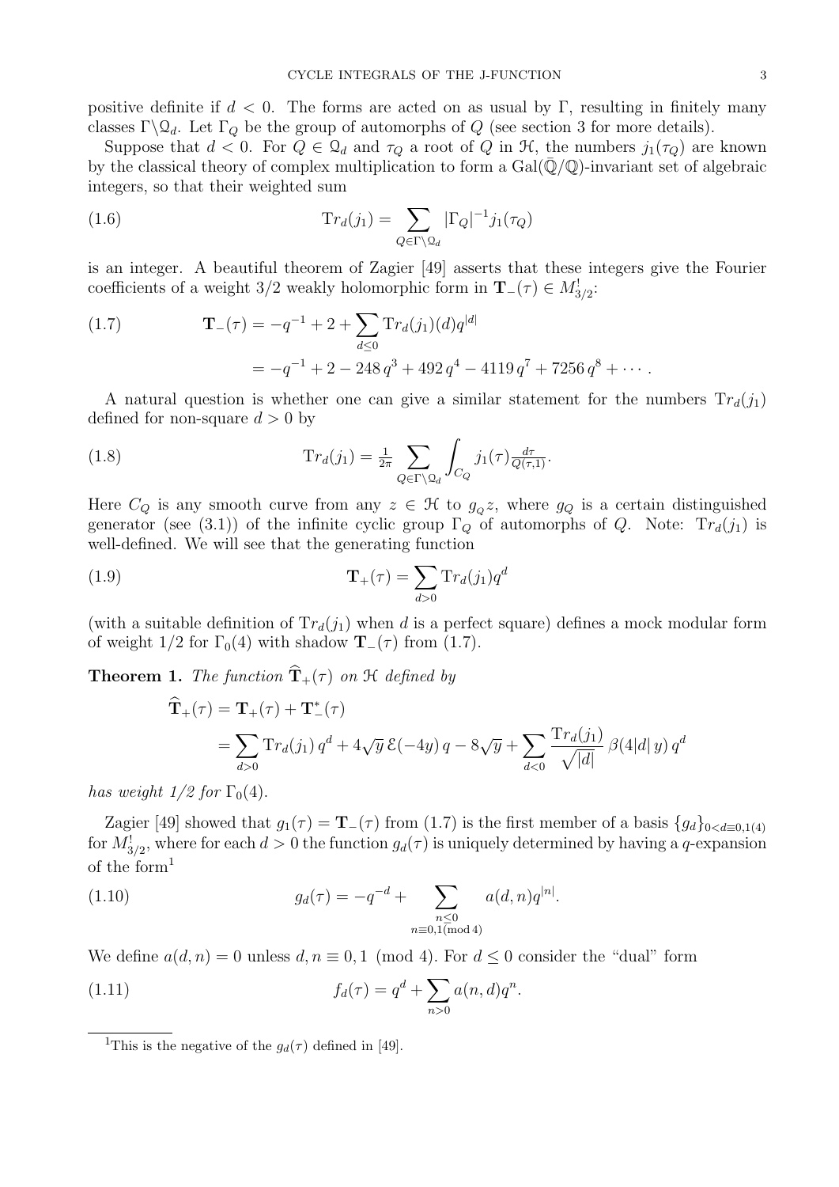positive definite if $d < 0$. The forms are acted on as usual by $\Gamma$, resulting in finitely many classes $\Gamma\backslash\mathcal{Q}_d$. Let $\Gamma_Q$ be the group of automorphs of $Q$ (see section 3 for more details).

Suppose that $d < 0$. For $Q \in \mathcal{Q}_d$ and $\tau_Q$ a root of $Q$ in $\mathcal{H}$, the numbers $j_1(\tau_Q)$ are known by the classical theory of complex multiplication to form a $\mathrm{Gal}(\bar{\mathbb{Q}}/\mathbb{Q})$-invariant set of algebraic integers, so that their weighted sum

$$\mathrm{Tr}_d(j_1) = \sum_{Q \in \Gamma\backslash\mathcal{Q}_d} |\Gamma_Q|^{-1} j_1(\tau_Q) \tag{1.6}$$

is an integer. A beautiful theorem of Zagier [49] asserts that these integers give the Fourier coefficients of a weight 3/2 weakly holomorphic form in $\mathbf{T}_-(\tau) \in M^!_{3/2}$:

$$\begin{aligned} \mathbf{T}_-(\tau) &= -q^{-1} + 2 + \sum_{d \le 0} \mathrm{Tr}_d(j_1)(d) q^{|d|} \\ &= -q^{-1} + 2 - 248\, q^3 + 492\, q^4 - 4119\, q^7 + 7256\, q^8 + \cdots . \end{aligned} \tag{1.7}$$

A natural question is whether one can give a similar statement for the numbers $\mathrm{Tr}_d(j_1)$ defined for non-square $d > 0$ by

$$\mathrm{Tr}_d(j_1) = \tfrac{1}{2\pi} \sum_{Q \in \Gamma\backslash\mathcal{Q}_d} \int_{C_Q} j_1(\tau) \tfrac{d\tau}{Q(\tau,1)}. \tag{1.8}$$

Here $C_Q$ is any smooth curve from any $z \in \mathcal{H}$ to $g_Q z$, where $g_Q$ is a certain distinguished generator (see (3.1)) of the infinite cyclic group $\Gamma_Q$ of automorphs of $Q$. Note: $\mathrm{Tr}_d(j_1)$ is well-defined. We will see that the generating function

$$\mathbf{T}_+(\tau) = \sum_{d > 0} \mathrm{Tr}_d(j_1) q^d \tag{1.9}$$

(with a suitable definition of $\mathrm{Tr}_d(j_1)$ when $d$ is a perfect square) defines a mock modular form of weight 1/2 for $\Gamma_0(4)$ with shadow $\mathbf{T}_-(\tau)$ from (1.7).

**Theorem 1.** *The function $\widehat{\mathbf{T}}_+(\tau)$ on $\mathcal{H}$ defined by*

$$\begin{aligned} \widehat{\mathbf{T}}_+(\tau) &= \mathbf{T}_+(\tau) + \mathbf{T}^*_-(\tau) \\ &= \sum_{d > 0} \mathrm{Tr}_d(j_1)\, q^d + 4\sqrt{y}\, \mathcal{E}(-4y)\, q - 8\sqrt{y} + \sum_{d < 0} \frac{\mathrm{Tr}_d(j_1)}{\sqrt{|d|}}\, \beta(4|d|\, y)\, q^d \end{aligned}$$

*has weight 1/2 for $\Gamma_0(4)$.*

Zagier [49] showed that $g_1(\tau) = \mathbf{T}_-(\tau)$ from (1.7) is the first member of a basis $\{g_d\}_{0<d\equiv 0,1(4)}$ for $M^!_{3/2}$, where for each $d > 0$ the function $g_d(\tau)$ is uniquely determined by having a $q$-expansion of the form[1]

$$g_d(\tau) = -q^{-d} + \sum_{\substack{n \le 0 \\ n \equiv 0,1 (\mathrm{mod}\, 4)}} a(d, n) q^{|n|}. \tag{1.10}$$

We define $a(d, n) = 0$ unless $d, n \equiv 0, 1 \pmod 4$. For $d \le 0$ consider the "dual" form

$$f_d(\tau) = q^d + \sum_{n > 0} a(n, d) q^n. \tag{1.11}$$

[1] This is the negative of the $g_d(\tau)$ defined in [49].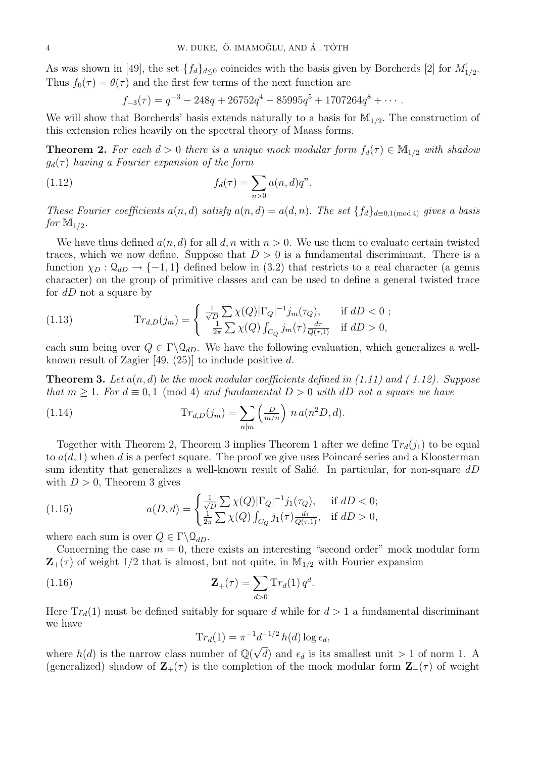As was shown in [49], the set $\{f_d\}_{d\leq 0}$ coincides with the basis given by Borcherds [2] for $M^!_{1/2}$. Thus $f_0(\tau) = \theta(\tau)$ and the first few terms of the next function are

$$f_{-3}(\tau) = q^{-3} - 248q + 26752q^4 - 85995q^5 + 1707264q^8 + \cdots .$$

We will show that Borcherds' basis extends naturally to a basis for $\mathbb{M}_{1/2}$. The construction of this extension relies heavily on the spectral theory of Maass forms.

**Theorem 2.** *For each $d > 0$ there is a unique mock modular form $f_d(\tau) \in \mathbb{M}_{1/2}$ with shadow $g_d(\tau)$ having a Fourier expansion of the form*

$$f_d(\tau) = \sum_{n>0} a(n,d)q^n. \tag{1.12}$$

*These Fourier coefficients $a(n,d)$ satisfy $a(n,d) = a(d,n)$. The set $\{f_d\}_{d\equiv 0,1 (\mathrm{mod}\, 4)}$ gives a basis for $\mathbb{M}_{1/2}$.*

We have thus defined $a(n,d)$ for all $d, n$ with $n > 0$. We use them to evaluate certain twisted traces, which we now define. Suppose that $D > 0$ is a fundamental discriminant. There is a function $\chi_D : \mathcal{Q}_{dD} \to \{-1, 1\}$ defined below in (3.2) that restricts to a real character (a genus character) on the group of primitive classes and can be used to define a general twisted trace for $dD$ not a square by

$$\mathrm{Tr}_{d,D}(j_m) = \begin{cases} \frac{1}{\sqrt{D}} \sum \chi(Q)|\Gamma_Q|^{-1} j_m(\tau_Q), & \text{if } dD < 0 \ ; \\ \frac{1}{2\pi} \sum \chi(Q) \int_{C_Q} j_m(\tau) \frac{d\tau}{Q(\tau,1)} & \text{if } dD > 0, \end{cases} \tag{1.13}$$

each sum being over $Q \in \Gamma\backslash\mathcal{Q}_{dD}$. We have the following evaluation, which generalizes a well-known result of Zagier [49, (25)] to include positive $d$.

**Theorem 3.** *Let $a(n,d)$ be the mock modular coefficients defined in (1.11) and ( 1.12). Suppose that $m \geq 1$. For $d \equiv 0, 1 \pmod 4$ and fundamental $D > 0$ with $dD$ not a square we have*

$$\mathrm{Tr}_{d,D}(j_m) = \sum_{n|m} \left(\tfrac{D}{m/n}\right) n\, a(n^2D, d). \tag{1.14}$$

Together with Theorem 2, Theorem 3 implies Theorem 1 after we define $\mathrm{Tr}_d(j_1)$ to be equal to $a(d,1)$ when $d$ is a perfect square. The proof we give uses Poincaré series and a Kloosterman sum identity that generalizes a well-known result of Salié. In particular, for non-square $dD$ with $D > 0$, Theorem 3 gives

$$a(D,d) = \begin{cases} \frac{1}{\sqrt{D}} \sum \chi(Q)|\Gamma_Q|^{-1} j_1(\tau_Q), & \text{if } dD < 0; \\ \frac{1}{2\pi} \sum \chi(Q) \int_{C_Q} j_1(\tau) \frac{d\tau}{Q(\tau,1)}, & \text{if } dD > 0, \end{cases} \tag{1.15}$$

where each sum is over $Q \in \Gamma\backslash\mathcal{Q}_{dD}$.

Concerning the case $m = 0$, there exists an interesting "second order" mock modular form $\mathbf{Z}_+(\tau)$ of weight $1/2$ that is almost, but not quite, in $\mathbb{M}_{1/2}$ with Fourier expansion

$$\mathbf{Z}_+(\tau) = \sum_{d>0} \mathrm{Tr}_d(1)\, q^d. \tag{1.16}$$

Here $\mathrm{Tr}_d(1)$ must be defined suitably for square $d$ while for $d > 1$ a fundamental discriminant we have

$$\mathrm{Tr}_d(1) = \pi^{-1} d^{-1/2}\, h(d) \log \epsilon_d,$$

where $h(d)$ is the narrow class number of $\mathbb{Q}(\sqrt{d})$ and $\epsilon_d$ is its smallest unit $> 1$ of norm 1. A (generalized) shadow of $\mathbf{Z}_+(\tau)$ is the completion of the mock modular form $\mathbf{Z}_-(\tau)$ of weight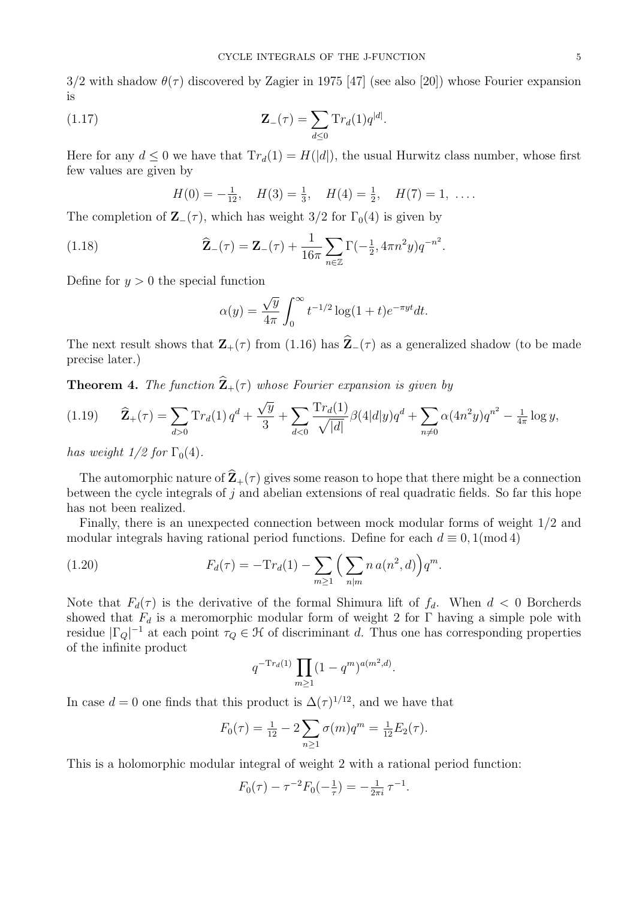3/2 with shadow $\theta(\tau)$ discovered by Zagier in 1975 [47] (see also [20]) whose Fourier expansion is

$$\mathbf{Z}_{-}(\tau) = \sum_{d \leq 0} \mathrm{Tr}_d(1) q^{|d|}. \tag{1.17}$$

Here for any $d \leq 0$ we have that $\mathrm{Tr}_d(1) = H(|d|)$, the usual Hurwitz class number, whose first few values are given by

$$H(0) = -\tfrac{1}{12}, \quad H(3) = \tfrac{1}{3}, \quad H(4) = \tfrac{1}{2}, \quad H(7) = 1, \; \ldots .$$

The completion of $\mathbf{Z}_{-}(\tau)$, which has weight 3/2 for $\Gamma_0(4)$ is given by

$$\widehat{\mathbf{Z}}_{-}(\tau) = \mathbf{Z}_{-}(\tau) + \frac{1}{16\pi} \sum_{n \in \mathbb{Z}} \Gamma(-\tfrac{1}{2}, 4\pi n^2 y) q^{-n^2}. \tag{1.18}$$

Define for $y > 0$ the special function

$$\alpha(y) = \frac{\sqrt{y}}{4\pi} \int_0^\infty t^{-1/2} \log(1+t) e^{-\pi y t} dt.$$

The next result shows that $\mathbf{Z}_{+}(\tau)$ from (1.16) has $\widehat{\mathbf{Z}}_{-}(\tau)$ as a generalized shadow (to be made precise later.)

**Theorem 4.** *The function $\widehat{\mathbf{Z}}_{+}(\tau)$ whose Fourier expansion is given by*

$$\widehat{\mathbf{Z}}_{+}(\tau) = \sum_{d>0} \mathrm{Tr}_d(1)\, q^d + \frac{\sqrt{y}}{3} + \sum_{d<0} \frac{\mathrm{Tr}_d(1)}{\sqrt{|d|}} \beta(4|d|y) q^d + \sum_{n \neq 0} \alpha(4n^2 y) q^{n^2} - \tfrac{1}{4\pi} \log y, \tag{1.19}$$

*has weight 1/2 for $\Gamma_0(4)$.*

The automorphic nature of $\widehat{\mathbf{Z}}_{+}(\tau)$ gives some reason to hope that there might be a connection between the cycle integrals of $j$ and abelian extensions of real quadratic fields. So far this hope has not been realized.

Finally, there is an unexpected connection between mock modular forms of weight 1/2 and modular integrals having rational period functions. Define for each $d \equiv 0, 1 (\mathrm{mod}\, 4)$

$$F_d(\tau) = -\mathrm{Tr}_d(1) - \sum_{m \geq 1} \Big( \sum_{n | m} n\, a(n^2, d) \Big) q^m. \tag{1.20}$$

Note that $F_d(\tau)$ is the derivative of the formal Shimura lift of $f_d$. When $d < 0$ Borcherds showed that $F_d$ is a meromorphic modular form of weight 2 for $\Gamma$ having a simple pole with residue $|\Gamma_Q|^{-1}$ at each point $\tau_Q \in \mathcal{H}$ of discriminant $d$. Thus one has corresponding properties of the infinite product

$$q^{-\mathrm{Tr}_d(1)} \prod_{m \geq 1} (1 - q^m)^{a(m^2, d)}.$$

In case $d = 0$ one finds that this product is $\Delta(\tau)^{1/12}$, and we have that

$$F_0(\tau) = \tfrac{1}{12} - 2 \sum_{n \geq 1} \sigma(m) q^m = \tfrac{1}{12} E_2(\tau).$$

This is a holomorphic modular integral of weight 2 with a rational period function:

$$F_0(\tau) - \tau^{-2} F_0(-\tfrac{1}{\tau}) = -\tfrac{1}{2\pi i}\, \tau^{-1}.$$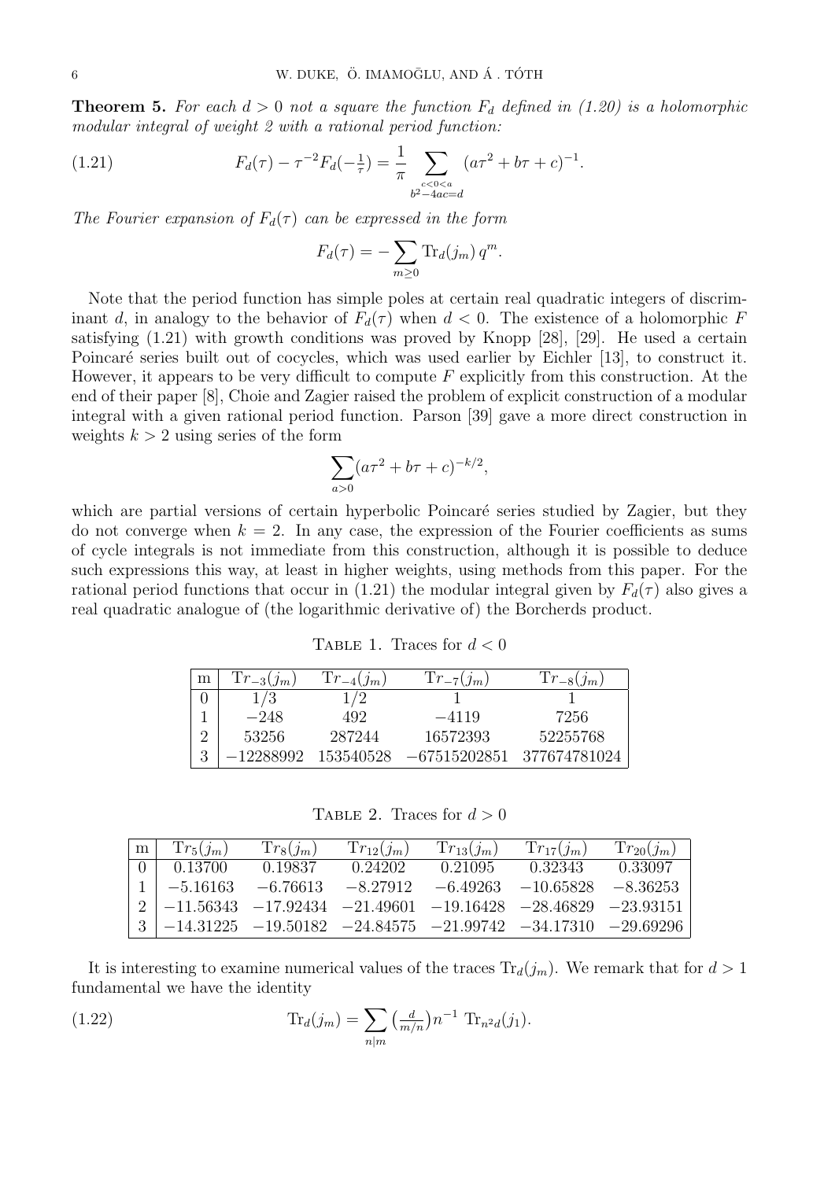**Theorem 5.** *For each $d > 0$ not a square the function $F_d$ defined in (1.20) is a holomorphic modular integral of weight 2 with a rational period function:*

$$F_d(\tau) - \tau^{-2} F_d(-\tfrac{1}{\tau}) = \frac{1}{\pi} \sum_{\substack{c<0<a \\ b^2-4ac=d}} (a\tau^2 + b\tau + c)^{-1}. \tag{1.21}$$

*The Fourier expansion of $F_d(\tau)$ can be expressed in the form*

$$F_d(\tau) = -\sum_{m \geq 0} \mathrm{Tr}_d(j_m)\, q^m.$$

Note that the period function has simple poles at certain real quadratic integers of discriminant $d$, in analogy to the behavior of $F_d(\tau)$ when $d < 0$. The existence of a holomorphic $F$ satisfying (1.21) with growth conditions was proved by Knopp [28], [29]. He used a certain Poincaré series built out of cocycles, which was used earlier by Eichler [13], to construct it. However, it appears to be very difficult to compute $F$ explicitly from this construction. At the end of their paper [8], Choie and Zagier raised the problem of explicit construction of a modular integral with a given rational period function. Parson [39] gave a more direct construction in weights $k > 2$ using series of the form

$$\sum_{a>0} (a\tau^2 + b\tau + c)^{-k/2},$$

which are partial versions of certain hyperbolic Poincaré series studied by Zagier, but they do not converge when $k = 2$. In any case, the expression of the Fourier coefficients as sums of cycle integrals is not immediate from this construction, although it is possible to deduce such expressions this way, at least in higher weights, using methods from this paper. For the rational period functions that occur in (1.21) the modular integral given by $F_d(\tau)$ also gives a real quadratic analogue of (the logarithmic derivative of) the Borcherds product.

Table 1. Traces for $d < 0$

| m | $\mathrm{Tr}_{-3}(j_m)$ | $\mathrm{Tr}_{-4}(j_m)$ | $\mathrm{Tr}_{-7}(j_m)$ | $\mathrm{Tr}_{-8}(j_m)$ |
|---|---|---|---|---|
| 0 | $1/3$ | $1/2$ | $1$ | $1$ |
| 1 | $-248$ | $492$ | $-4119$ | $7256$ |
| 2 | $53256$ | $287244$ | $16572393$ | $52255768$ |
| 3 | $-12288992$ | $153540528$ | $-67515202851$ | $377674781024$ |

Table 2. Traces for $d > 0$

| m | $\mathrm{Tr}_5(j_m)$ | $\mathrm{Tr}_8(j_m)$ | $\mathrm{Tr}_{12}(j_m)$ | $\mathrm{Tr}_{13}(j_m)$ | $\mathrm{Tr}_{17}(j_m)$ | $\mathrm{Tr}_{20}(j_m)$ |
|---|---|---|---|---|---|---|
| 0 | $0.13700$ | $0.19837$ | $0.24202$ | $0.21095$ | $0.32343$ | $0.33097$ |
| 1 | $-5.16163$ | $-6.76613$ | $-8.27912$ | $-6.49263$ | $-10.65828$ | $-8.36253$ |
| 2 | $-11.56343$ | $-17.92434$ | $-21.49601$ | $-19.16428$ | $-28.46829$ | $-23.93151$ |
| 3 | $-14.31225$ | $-19.50182$ | $-24.84575$ | $-21.99742$ | $-34.17310$ | $-29.69296$ |

It is interesting to examine numerical values of the traces $\mathrm{Tr}_d(j_m)$. We remark that for $d > 1$ fundamental we have the identity

$$\mathrm{Tr}_d(j_m) = \sum_{n|m} \left(\tfrac{d}{m/n}\right) n^{-1}\ \mathrm{Tr}_{n^2 d}(j_1). \tag{1.22}$$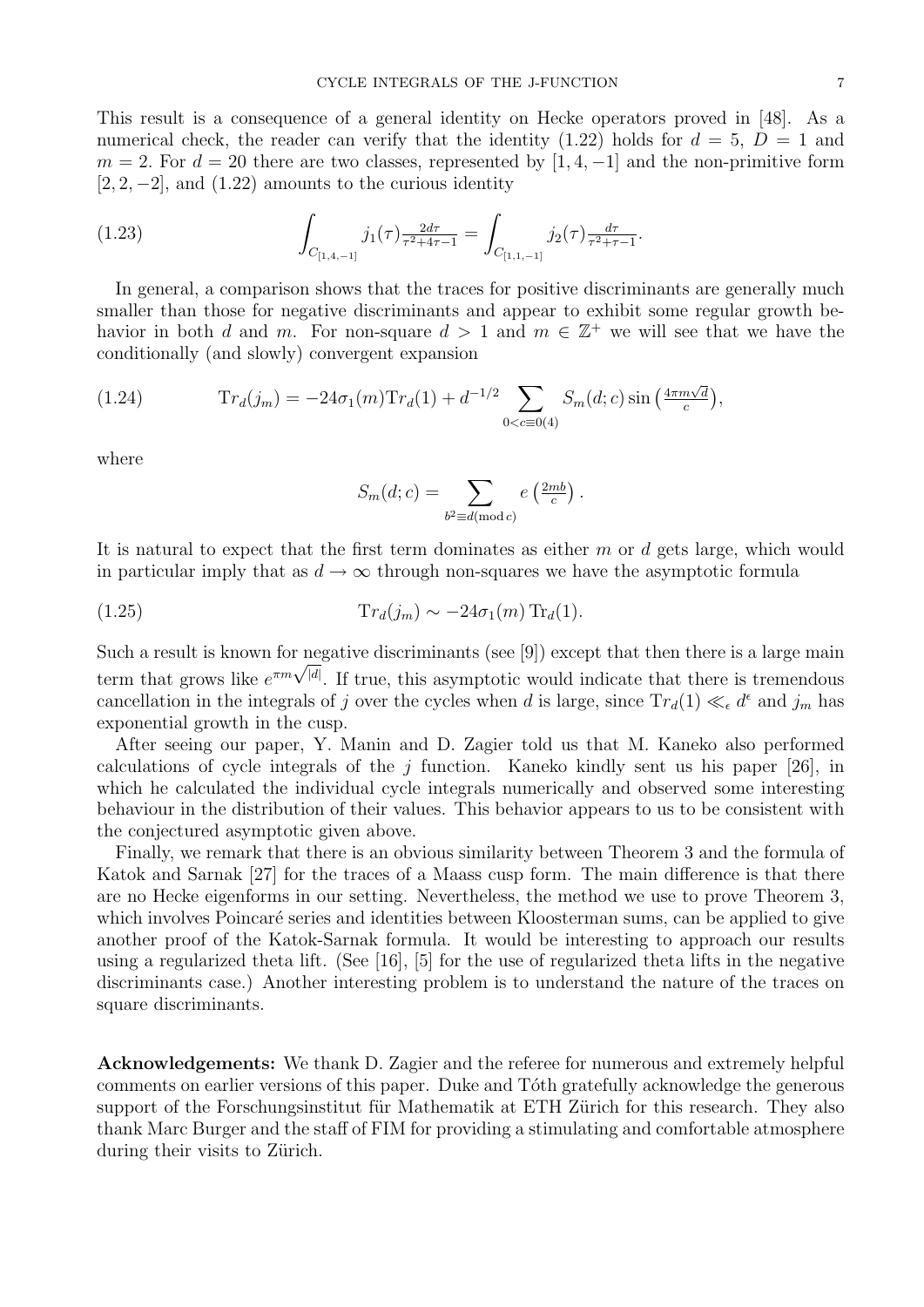This result is a consequence of a general identity on Hecke operators proved in [48]. As a numerical check, the reader can verify that the identity (1.22) holds for $d = 5$, $D = 1$ and $m = 2$. For $d = 20$ there are two classes, represented by $[1, 4, -1]$ and the non-primitive form $[2, 2, -2]$, and (1.22) amounts to the curious identity

$$\int_{C_{[1,4,-1]}} j_1(\tau) \tfrac{2d\tau}{\tau^2+4\tau-1} = \int_{C_{[1,1,-1]}} j_2(\tau) \tfrac{d\tau}{\tau^2+\tau-1}. \tag{1.23}$$

In general, a comparison shows that the traces for positive discriminants are generally much smaller than those for negative discriminants and appear to exhibit some regular growth behavior in both $d$ and $m$. For non-square $d > 1$ and $m \in \mathbb{Z}^+$ we will see that we have the conditionally (and slowly) convergent expansion

$$\mathrm{Tr}_d(j_m) = -24\sigma_1(m)\mathrm{Tr}_d(1) + d^{-1/2} \sum_{0<c\equiv 0(4)} S_m(d;c) \sin\left(\tfrac{4\pi m\sqrt{d}}{c}\right), \tag{1.24}$$

where

$$S_m(d;c) = \sum_{b^2 \equiv d (\mathrm{mod}\, c)} e\left(\tfrac{2mb}{c}\right).$$

It is natural to expect that the first term dominates as either $m$ or $d$ gets large, which would in particular imply that as $d \to \infty$ through non-squares we have the asymptotic formula

$$\mathrm{Tr}_d(j_m) \sim -24\sigma_1(m)\,\mathrm{Tr}_d(1). \tag{1.25}$$

Such a result is known for negative discriminants (see [9]) except that then there is a large main term that grows like $e^{\pi m\sqrt{|d|}}$. If true, this asymptotic would indicate that there is tremendous cancellation in the integrals of $j$ over the cycles when $d$ is large, since $\mathrm{Tr}_d(1) \ll_\epsilon d^\epsilon$ and $j_m$ has exponential growth in the cusp.

After seeing our paper, Y. Manin and D. Zagier told us that M. Kaneko also performed calculations of cycle integrals of the $j$ function. Kaneko kindly sent us his paper [26], in which he calculated the individual cycle integrals numerically and observed some interesting behaviour in the distribution of their values. This behavior appears to us to be consistent with the conjectured asymptotic given above.

Finally, we remark that there is an obvious similarity between Theorem 3 and the formula of Katok and Sarnak [27] for the traces of a Maass cusp form. The main difference is that there are no Hecke eigenforms in our setting. Nevertheless, the method we use to prove Theorem 3, which involves Poincaré series and identities between Kloosterman sums, can be applied to give another proof of the Katok-Sarnak formula. It would be interesting to approach our results using a regularized theta lift. (See [16], [5] for the use of regularized theta lifts in the negative discriminants case.) Another interesting problem is to understand the nature of the traces on square discriminants.

**Acknowledgements:** We thank D. Zagier and the referee for numerous and extremely helpful comments on earlier versions of this paper. Duke and Tóth gratefully acknowledge the generous support of the Forschungsinstitut für Mathematik at ETH Zürich for this research. They also thank Marc Burger and the staff of FIM for providing a stimulating and comfortable atmosphere during their visits to Zürich.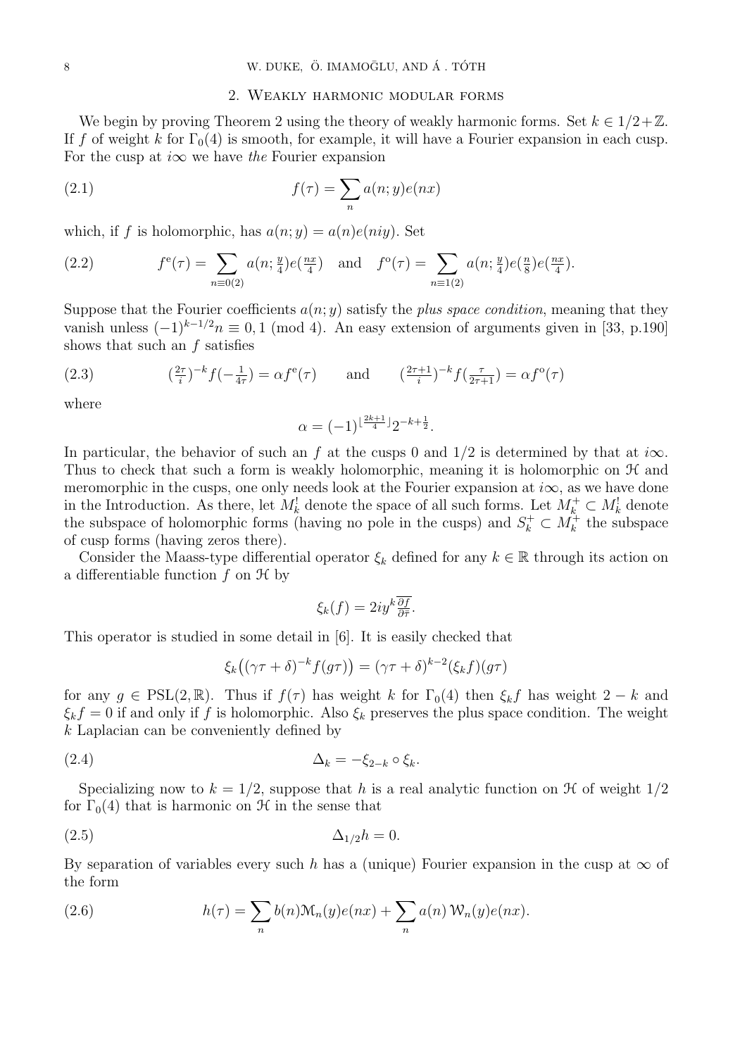## 2. Weakly harmonic modular forms

We begin by proving Theorem 2 using the theory of weakly harmonic forms. Set $k \in 1/2+\mathbb{Z}$. If $f$ of weight $k$ for $\Gamma_0(4)$ is smooth, for example, it will have a Fourier expansion in each cusp. For the cusp at $i\infty$ we have *the* Fourier expansion

$$f(\tau) = \sum_n a(n;y)e(nx) \tag{2.1}$$

which, if $f$ is holomorphic, has $a(n;y) = a(n)e(niy)$. Set

$$f^{\mathrm{e}}(\tau) = \sum_{n\equiv 0(2)} a(n;\tfrac{y}{4})e(\tfrac{nx}{4}) \quad \text{and} \quad f^{\mathrm{o}}(\tau) = \sum_{n\equiv 1(2)} a(n;\tfrac{y}{4})e(\tfrac{n}{8})e(\tfrac{nx}{4}). \tag{2.2}$$

Suppose that the Fourier coefficients $a(n;y)$ satisfy the *plus space condition*, meaning that they vanish unless $(-1)^{k-1/2}n \equiv 0,1 \pmod 4$. An easy extension of arguments given in [33, p.190] shows that such an $f$ satisfies

$$(\tfrac{2\tau}{i})^{-k} f(-\tfrac{1}{4\tau}) = \alpha f^{\mathrm{e}}(\tau) \qquad \text{and} \qquad (\tfrac{2\tau+1}{i})^{-k} f(\tfrac{\tau}{2\tau+1}) = \alpha f^{\mathrm{o}}(\tau) \tag{2.3}$$

where

$$\alpha = (-1)^{\lfloor \frac{2k+1}{4} \rfloor} 2^{-k+\frac{1}{2}}.$$

In particular, the behavior of such an $f$ at the cusps 0 and $1/2$ is determined by that at $i\infty$. Thus to check that such a form is weakly holomorphic, meaning it is holomorphic on $\mathcal{H}$ and meromorphic in the cusps, one only needs look at the Fourier expansion at $i\infty$, as we have done in the Introduction. As there, let $M_k^!$ denote the space of all such forms. Let $M_k^+ \subset M_k^!$ denote the subspace of holomorphic forms (having no pole in the cusps) and $S_k^+ \subset M_k^+$ the subspace of cusp forms (having zeros there).

Consider the Maass-type differential operator $\xi_k$ defined for any $k \in \mathbb{R}$ through its action on a differentiable function $f$ on $\mathcal{H}$ by

$$\xi_k(f) = 2iy^k \overline{\tfrac{\partial f}{\partial \bar{\tau}}}.$$

This operator is studied in some detail in [6]. It is easily checked that

$$\xi_k\big((\gamma\tau+\delta)^{-k} f(g\tau)\big) = (\gamma\tau+\delta)^{k-2}(\xi_k f)(g\tau)$$

for any $g \in \mathrm{PSL}(2,\mathbb{R})$. Thus if $f(\tau)$ has weight $k$ for $\Gamma_0(4)$ then $\xi_k f$ has weight $2-k$ and $\xi_k f = 0$ if and only if $f$ is holomorphic. Also $\xi_k$ preserves the plus space condition. The weight $k$ Laplacian can be conveniently defined by

$$\Delta_k = -\xi_{2-k} \circ \xi_k. \tag{2.4}$$

Specializing now to $k = 1/2$, suppose that $h$ is a real analytic function on $\mathcal{H}$ of weight $1/2$ for $\Gamma_0(4)$ that is harmonic on $\mathcal{H}$ in the sense that

$$\Delta_{1/2} h = 0. \tag{2.5}$$

By separation of variables every such $h$ has a (unique) Fourier expansion in the cusp at $\infty$ of the form

$$h(\tau) = \sum_n b(n)\mathcal{M}_n(y)e(nx) + \sum_n a(n)\,\mathcal{W}_n(y)e(nx). \tag{2.6}$$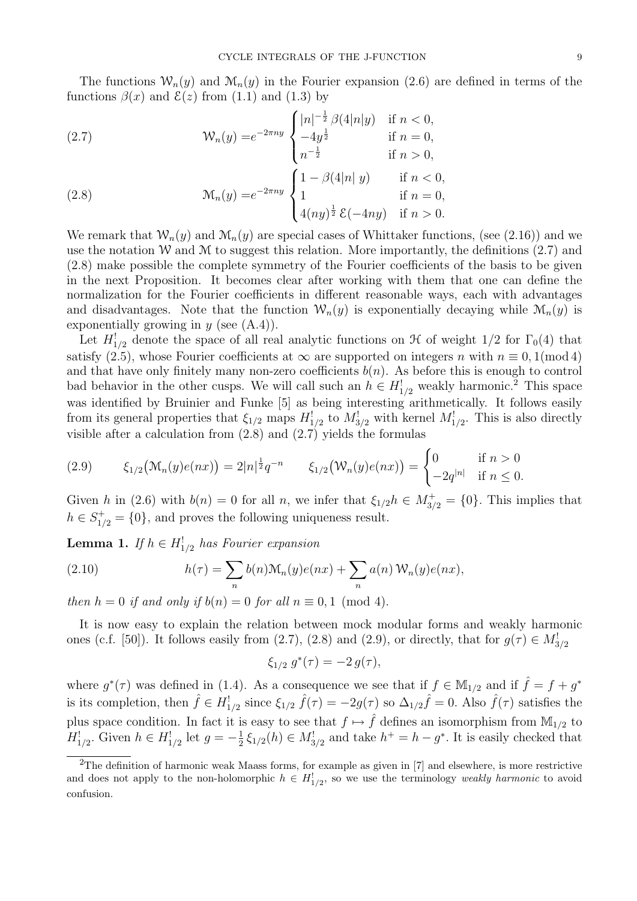The functions $\mathcal{W}_n(y)$ and $\mathcal{M}_n(y)$ in the Fourier expansion (2.6) are defined in terms of the functions $\beta(x)$ and $\mathcal{E}(z)$ from (1.1) and (1.3) by

$$\mathcal{W}_n(y) = e^{-2\pi n y}\begin{cases} |n|^{-\frac{1}{2}}\,\beta(4|n|y) & \text{if } n<0, \\ -4y^{\frac{1}{2}} & \text{if } n=0, \\ n^{-\frac{1}{2}} & \text{if } n>0, \end{cases} \tag{2.7}$$

$$\mathcal{M}_n(y) = e^{-2\pi n y}\begin{cases} 1-\beta(4|n|\,y) & \text{if } n<0, \\ 1 & \text{if } n=0, \\ 4(ny)^{\frac{1}{2}}\,\mathcal{E}(-4ny) & \text{if } n>0. \end{cases} \tag{2.8}$$

We remark that $\mathcal{W}_n(y)$ and $\mathcal{M}_n(y)$ are special cases of Whittaker functions, (see (2.16)) and we use the notation $\mathcal{W}$ and $\mathcal{M}$ to suggest this relation. More importantly, the definitions (2.7) and (2.8) make possible the complete symmetry of the Fourier coefficients of the basis to be given in the next Proposition. It becomes clear after working with them that one can define the normalization for the Fourier coefficients in different reasonable ways, each with advantages and disadvantages. Note that the function $\mathcal{W}_n(y)$ is exponentially decaying while $\mathcal{M}_n(y)$ is exponentially growing in $y$ (see (A.4)).

Let $H^!_{1/2}$ denote the space of all real analytic functions on $\mathcal{H}$ of weight $1/2$ for $\Gamma_0(4)$ that satisfy (2.5), whose Fourier coefficients at $\infty$ are supported on integers $n$ with $n \equiv 0, 1 (\bmod\, 4)$ and that have only finitely many non-zero coefficients $b(n)$. As before this is enough to control bad behavior in the other cusps. We will call such an $h \in H^!_{1/2}$ weakly harmonic.[2] This space was identified by Bruinier and Funke [5] as being interesting arithmetically. It follows easily from its general properties that $\xi_{1/2}$ maps $H^!_{1/2}$ to $M^!_{3/2}$ with kernel $M^!_{1/2}$. This is also directly visible after a calculation from (2.8) and (2.7) yields the formulas

$$\xi_{1/2}\big(\mathcal{M}_n(y)e(nx)\big) = 2|n|^{\frac{1}{2}}q^{-n} \qquad \xi_{1/2}\big(\mathcal{W}_n(y)e(nx)\big) = \begin{cases} 0 & \text{if } n>0 \\ -2q^{|n|} & \text{if } n\le 0. \end{cases} \tag{2.9}$$

Given $h$ in (2.6) with $b(n) = 0$ for all $n$, we infer that $\xi_{1/2}h \in M^+_{3/2} = \{0\}$. This implies that $h \in S^+_{1/2} = \{0\}$, and proves the following uniqueness result.

**Lemma 1.** *If $h \in H^!_{1/2}$ has Fourier expansion*

$$h(\tau) = \sum_n b(n)\mathcal{M}_n(y)e(nx) + \sum_n a(n)\,\mathcal{W}_n(y)e(nx), \tag{2.10}$$

*then $h = 0$ if and only if $b(n) = 0$ for all $n \equiv 0, 1 \pmod 4$.*

It is now easy to explain the relation between mock modular forms and weakly harmonic ones (c.f. [50]). It follows easily from (2.7), (2.8) and (2.9), or directly, that for $g(\tau) \in M^!_{3/2}$

$$\xi_{1/2}\, g^*(\tau) = -2\, g(\tau),$$

where $g^*(\tau)$ was defined in (1.4). As a consequence we see that if $f \in \mathbb{M}_{1/2}$ and if $\hat{f} = f + g^*$ is its completion, then $\hat{f} \in H^!_{1/2}$ since $\xi_{1/2}\,\hat{f}(\tau) = -2g(\tau)$ so $\Delta_{1/2}\hat{f} = 0$. Also $\hat{f}(\tau)$ satisfies the plus space condition. In fact it is easy to see that $f \mapsto \hat{f}$ defines an isomorphism from $\mathbb{M}_{1/2}$ to $H^!_{1/2}$. Given $h \in H^!_{1/2}$ let $g = -\frac{1}{2}\,\xi_{1/2}(h) \in M^!_{3/2}$ and take $h^+ = h - g^*$. It is easily checked that

[2] The definition of harmonic weak Maass forms, for example as given in [7] and elsewhere, is more restrictive and does not apply to the non-holomorphic $h \in H^!_{1/2}$, so we use the terminology *weakly harmonic* to avoid confusion.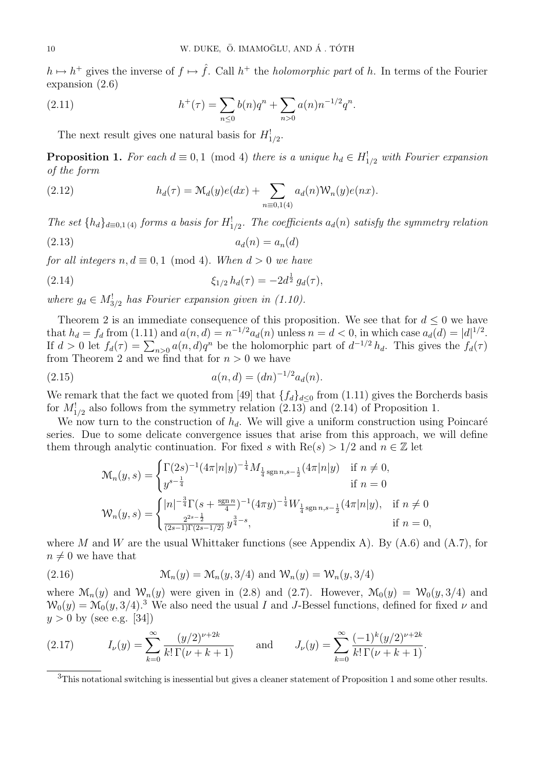$h \mapsto h^+$ gives the inverse of $f \mapsto \hat{f}$. Call $h^+$ the *holomorphic part* of $h$. In terms of the Fourier expansion (2.6)

$$h^+(\tau) = \sum_{n\le 0} b(n)q^n + \sum_{n>0} a(n)n^{-1/2}q^n. \tag{2.11}$$

The next result gives one natural basis for $H^!_{1/2}$.

**Proposition 1.** *For each $d \equiv 0, 1 \pmod 4$ there is a unique $h_d \in H^!_{1/2}$ with Fourier expansion of the form*

$$h_d(\tau) = \mathcal{M}_d(y)e(dx) + \sum_{n\equiv 0,1(4)} a_d(n)\mathcal{W}_n(y)e(nx). \tag{2.12}$$

*The set $\{h_d\}_{d\equiv 0,1\,(4)}$ forms a basis for $H^!_{1/2}$. The coefficients $a_d(n)$ satisfy the symmetry relation*

$$a_d(n) = a_n(d) \tag{2.13}$$

*for all integers $n, d \equiv 0, 1 \pmod 4$. When $d > 0$ we have*

$$\xi_{1/2}\, h_d(\tau) = -2d^{\frac{1}{2}}\, g_d(\tau), \tag{2.14}$$

*where $g_d \in M^!_{3/2}$ has Fourier expansion given in (1.10).*

Theorem 2 is an immediate consequence of this proposition. We see that for $d \le 0$ we have that $h_d = f_d$ from (1.11) and $a(n,d) = n^{-1/2}a_d(n)$ unless $n = d < 0$, in which case $a_d(d) = |d|^{1/2}$. If $d > 0$ let $f_d(\tau) = \sum_{n>0} a(n,d)q^n$ be the holomorphic part of $d^{-1/2}\, h_d$. This gives the $f_d(\tau)$ from Theorem 2 and we find that for $n > 0$ we have

$$a(n,d) = (dn)^{-1/2}a_d(n). \tag{2.15}$$

We remark that the fact we quoted from [49] that $\{f_d\}_{d\le 0}$ from (1.11) gives the Borcherds basis for $M^!_{1/2}$ also follows from the symmetry relation (2.13) and (2.14) of Proposition 1.

We now turn to the construction of $h_d$. We will give a uniform construction using Poincaré series. Due to some delicate convergence issues that arise from this approach, we will define them through analytic continuation. For fixed $s$ with $\mathrm{Re}(s) > 1/2$ and $n \in \mathbb{Z}$ let

$$\mathcal{M}_n(y,s) = \begin{cases} \Gamma(2s)^{-1}(4\pi|n|y)^{-\frac{1}{4}}M_{\frac{1}{4}\operatorname{sgn} n, s-\frac{1}{2}}(4\pi|n|y) & \text{if } n \ne 0, \\ y^{s-\frac{1}{4}} & \text{if } n = 0 \end{cases}$$

$$\mathcal{W}_n(y,s) = \begin{cases} |n|^{-\frac{3}{4}}\Gamma(s + \frac{\operatorname{sgn} n}{4})^{-1}(4\pi y)^{-\frac{1}{4}}W_{\frac{1}{4}\operatorname{sgn} n, s-\frac{1}{2}}(4\pi|n|y), & \text{if } n \ne 0 \\ \frac{2^{2s-\frac{1}{2}}}{(2s-1)\Gamma(2s-1/2)}\, y^{\frac{3}{4}-s}, & \text{if } n = 0, \end{cases}$$

where $M$ and $W$ are the usual Whittaker functions (see Appendix A). By (A.6) and (A.7), for $n \ne 0$ we have that

$$\mathcal{M}_n(y) = \mathcal{M}_n(y, 3/4) \text{ and } \mathcal{W}_n(y) = \mathcal{W}_n(y, 3/4) \tag{2.16}$$

where $\mathcal{M}_n(y)$ and $\mathcal{W}_n(y)$ were given in (2.8) and (2.7). However, $\mathcal{M}_0(y) = \mathcal{W}_0(y, 3/4)$ and $\mathcal{W}_0(y) = \mathcal{M}_0(y, 3/4)$.[3] We also need the usual $I$ and $J$-Bessel functions, defined for fixed $\nu$ and $y > 0$ by (see e.g. [34])

$$I_\nu(y) = \sum_{k=0}^\infty \frac{(y/2)^{\nu+2k}}{k!\,\Gamma(\nu + k + 1)} \qquad \text{and} \qquad J_\nu(y) = \sum_{k=0}^\infty \frac{(-1)^k(y/2)^{\nu+2k}}{k!\,\Gamma(\nu + k + 1)}. \tag{2.17}$$

[3] This notational switching is inessential but gives a cleaner statement of Proposition 1 and some other results.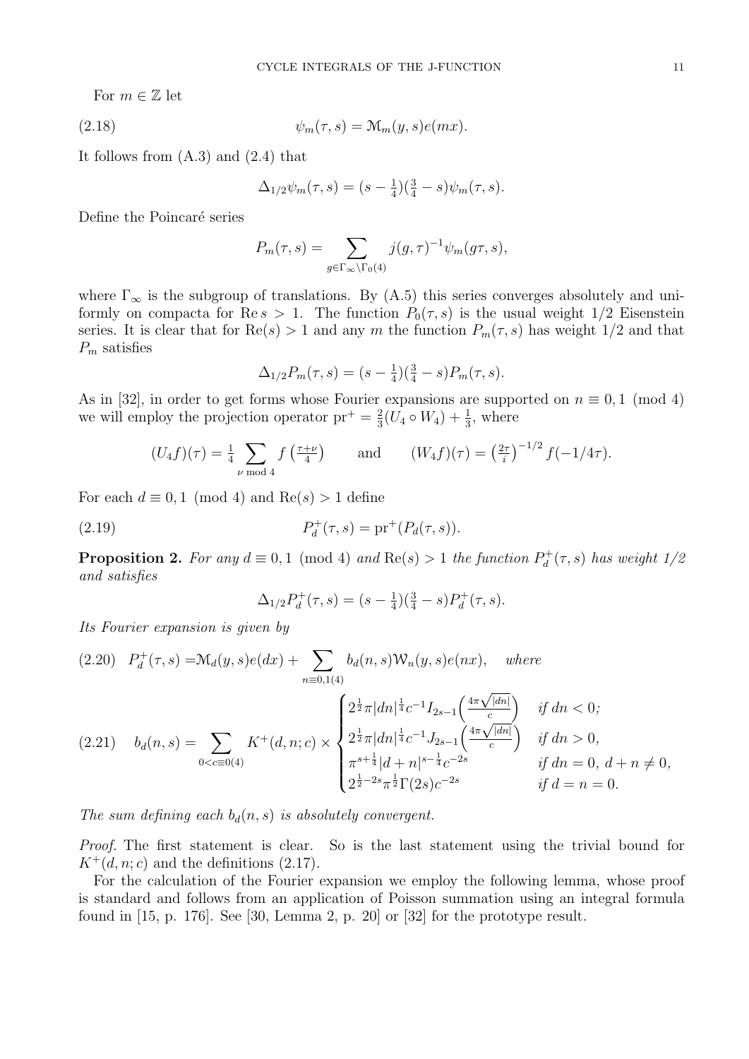For $m \in \mathbb{Z}$ let

$$\psi_m(\tau, s) = \mathcal{M}_m(y, s)e(mx). \tag{2.18}$$

It follows from (A.3) and (2.4) that

$$\Delta_{1/2}\psi_m(\tau, s) = (s - \tfrac{1}{4})(\tfrac{3}{4} - s)\psi_m(\tau, s).$$

Define the Poincaré series

$$P_m(\tau, s) = \sum_{g \in \Gamma_\infty \backslash \Gamma_0(4)} j(g, \tau)^{-1}\psi_m(g\tau, s),$$

where $\Gamma_\infty$ is the subgroup of translations. By (A.5) this series converges absolutely and uniformly on compacta for $\mathrm{Re}\, s > 1$. The function $P_0(\tau, s)$ is the usual weight 1/2 Eisenstein series. It is clear that for $\mathrm{Re}(s) > 1$ and any $m$ the function $P_m(\tau, s)$ has weight 1/2 and that $P_m$ satisfies

$$\Delta_{1/2}P_m(\tau, s) = (s - \tfrac{1}{4})(\tfrac{3}{4} - s)P_m(\tau, s).$$

As in [32], in order to get forms whose Fourier expansions are supported on $n \equiv 0, 1 \pmod 4$ we will employ the projection operator $\mathrm{pr}^+ = \frac{2}{3}(U_4 \circ W_4) + \frac{1}{3}$, where

$$(U_4 f)(\tau) = \tfrac{1}{4} \sum_{\nu \bmod 4} f\left(\tfrac{\tau+\nu}{4}\right) \qquad \text{and} \qquad (W_4 f)(\tau) = \left(\tfrac{2\tau}{i}\right)^{-1/2} f(-1/4\tau).$$

For each $d \equiv 0, 1 \pmod 4$ and $\mathrm{Re}(s) > 1$ define

$$P_d^+(\tau, s) = \mathrm{pr}^+(P_d(\tau, s)). \tag{2.19}$$

**Proposition 2.** *For any $d \equiv 0, 1 \pmod 4$ and $\mathrm{Re}(s) > 1$ the function $P_d^+(\tau, s)$ has weight 1/2 and satisfies*

$$\Delta_{1/2}P_d^+(\tau, s) = (s - \tfrac{1}{4})(\tfrac{3}{4} - s)P_d^+(\tau, s).$$

*Its Fourier expansion is given by*

$$P_d^+(\tau, s) = \mathcal{M}_d(y, s)e(dx) + \sum_{n \equiv 0,1(4)} b_d(n, s)\mathcal{W}_n(y, s)e(nx), \quad \textit{where} \tag{2.20}$$

$$b_d(n, s) = \sum_{0 < c \equiv 0(4)} K^+(d, n; c) \times \begin{cases} 2^{\frac{1}{2}}\pi|dn|^{\frac{1}{4}}c^{-1}I_{2s-1}\Big(\frac{4\pi\sqrt{|dn|}}{c}\Big) & \textit{if } dn < 0; \\ 2^{\frac{1}{2}}\pi|dn|^{\frac{1}{4}}c^{-1}J_{2s-1}\Big(\frac{4\pi\sqrt{|dn|}}{c}\Big) & \textit{if } dn > 0, \\ \pi^{s+\frac{1}{4}}|d+n|^{s-\frac{1}{4}}c^{-2s} & \textit{if } dn = 0,\ d+n \neq 0, \\ 2^{\frac{1}{2}-2s}\pi^{\frac{1}{2}}\Gamma(2s)c^{-2s} & \textit{if } d = n = 0. \end{cases} \tag{2.21}$$

*The sum defining each $b_d(n, s)$ is absolutely convergent.*

*Proof.* The first statement is clear. So is the last statement using the trivial bound for $K^+(d, n; c)$ and the definitions (2.17).

For the calculation of the Fourier expansion we employ the following lemma, whose proof is standard and follows from an application of Poisson summation using an integral formula found in [15, p. 176]. See [30, Lemma 2, p. 20] or [32] for the prototype result.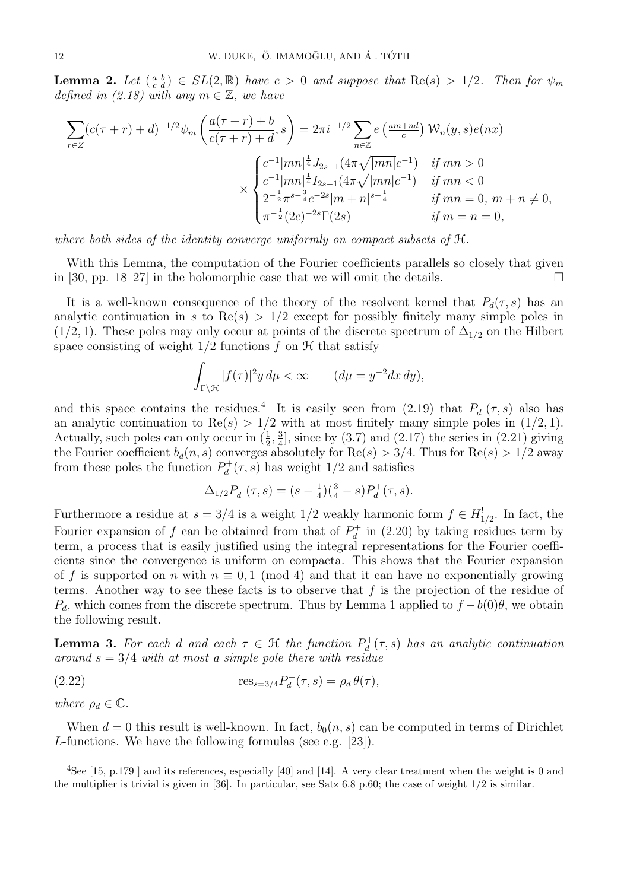**Lemma 2.** *Let* $\left(\begin{smallmatrix} a & b \\ c & d \end{smallmatrix}\right) \in SL(2, \mathbb{R})$ *have* $c > 0$ *and suppose that* $\mathrm{Re}(s) > 1/2$*. Then for* $\psi_m$ *defined in (2.18) with any* $m \in \mathbb{Z}$*, we have*

$$\sum_{r \in Z} (c(\tau + r) + d)^{-1/2} \psi_m \left( \frac{a(\tau + r) + b}{c(\tau + r) + d}, s \right) = 2\pi i^{-1/2} \sum_{n \in \mathbb{Z}} e\left(\tfrac{am+nd}{c}\right) \mathcal{W}_n(y, s) e(nx)$$

$$\times \begin{cases} c^{-1}|mn|^{\frac{1}{4}} J_{2s-1}(4\pi\sqrt{|mn|}c^{-1}) & \text{if } mn > 0 \\ c^{-1}|mn|^{\frac{1}{4}} I_{2s-1}(4\pi\sqrt{|mn|}c^{-1}) & \text{if } mn < 0 \\ 2^{-\frac{1}{2}}\pi^{s-\frac{3}{4}}c^{-2s}|m+n|^{s-\frac{1}{4}} & \text{if } mn = 0,\ m + n \neq 0, \\ \pi^{-\frac{1}{2}}(2c)^{-2s}\Gamma(2s) & \text{if } m = n = 0, \end{cases}$$

*where both sides of the identity converge uniformly on compact subsets of* $\mathcal{H}$*.*

With this Lemma, the computation of the Fourier coefficients parallels so closely that given in [30, pp. 18–27] in the holomorphic case that we will omit the details. $\square$

It is a well-known consequence of the theory of the resolvent kernel that $P_d(\tau, s)$ has an analytic continuation in $s$ to $\mathrm{Re}(s) > 1/2$ except for possibly finitely many simple poles in $(1/2, 1)$. These poles may only occur at points of the discrete spectrum of $\Delta_{1/2}$ on the Hilbert space consisting of weight $1/2$ functions $f$ on $\mathcal{H}$ that satisfy

$$\int_{\Gamma\backslash\mathcal{H}} |f(\tau)|^2 y \, d\mu < \infty \qquad (d\mu = y^{-2} dx\, dy),$$

and this space contains the residues.[4] It is easily seen from (2.19) that $P_d^+(\tau, s)$ also has an analytic continuation to $\mathrm{Re}(s) > 1/2$ with at most finitely many simple poles in $(1/2, 1)$. Actually, such poles can only occur in $(\frac{1}{2}, \frac{3}{4}]$, since by (3.7) and (2.17) the series in (2.21) giving the Fourier coefficient $b_d(n, s)$ converges absolutely for $\mathrm{Re}(s) > 3/4$. Thus for $\mathrm{Re}(s) > 1/2$ away from these poles the function $P_d^+(\tau, s)$ has weight $1/2$ and satisfies

$$\Delta_{1/2} P_d^+(\tau, s) = (s - \tfrac{1}{4})(\tfrac{3}{4} - s) P_d^+(\tau, s).$$

Furthermore a residue at $s = 3/4$ is a weight $1/2$ weakly harmonic form $f \in H_{1/2}^!$. In fact, the Fourier expansion of $f$ can be obtained from that of $P_d^+$ in (2.20) by taking residues term by term, a process that is easily justified using the integral representations for the Fourier coefficients since the convergence is uniform on compacta. This shows that the Fourier expansion of $f$ is supported on $n$ with $n \equiv 0, 1 \pmod 4$ and that it can have no exponentially growing terms. Another way to see these facts is to observe that $f$ is the projection of the residue of $P_d$, which comes from the discrete spectrum. Thus by Lemma 1 applied to $f - b(0)\theta$, we obtain the following result.

**Lemma 3.** *For each* $d$ *and each* $\tau \in \mathcal{H}$ *the function* $P_d^+(\tau, s)$ *has an analytic continuation around* $s = 3/4$ *with at most a simple pole there with residue*

$$\mathrm{res}_{s=3/4} P_d^+(\tau, s) = \rho_d\, \theta(\tau), \tag{2.22}$$

*where* $\rho_d \in \mathbb{C}$*.*

When $d = 0$ this result is well-known. In fact, $b_0(n, s)$ can be computed in terms of Dirichlet $L$-functions. We have the following formulas (see e.g. [23]).

---

[4] See [15, p.179 ] and its references, especially [40] and [14]. A very clear treatment when the weight is 0 and the multiplier is trivial is given in [36]. In particular, see Satz 6.8 p.60; the case of weight 1/2 is similar.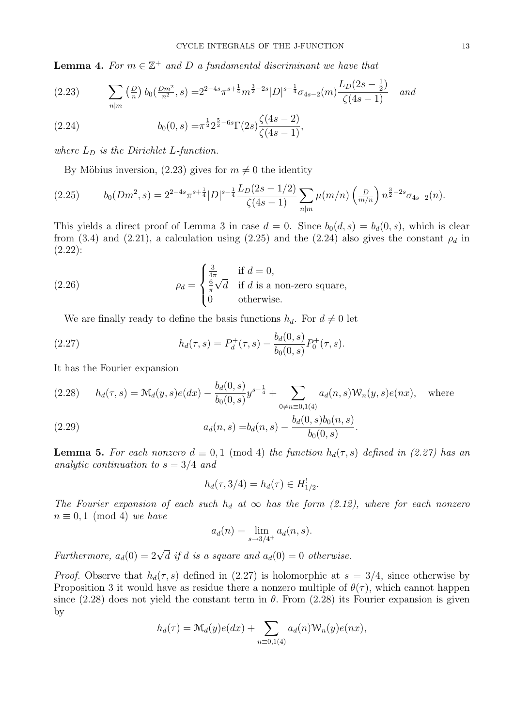**Lemma 4.** *For $m \in \mathbb{Z}^+$ and $D$ a fundamental discriminant we have that*

$$\sum_{n|m} \left(\tfrac{D}{n}\right) b_0(\tfrac{Dm^2}{n^2}, s) = 2^{2-4s}\pi^{s+\frac{1}{4}} m^{\frac{3}{2}-2s} |D|^{s-\frac{1}{4}} \sigma_{4s-2}(m) \frac{L_D(2s-\frac{1}{2})}{\zeta(4s-1)} \quad \text{and} \tag{2.23}$$

$$b_0(0,s) = \pi^{\frac{1}{2}} 2^{\frac{5}{2}-6s} \Gamma(2s) \frac{\zeta(4s-2)}{\zeta(4s-1)}, \tag{2.24}$$

*where $L_D$ is the Dirichlet L-function.*

By Möbius inversion, (2.23) gives for $m \neq 0$ the identity

$$b_0(Dm^2, s) = 2^{2-4s}\pi^{s+\frac{1}{4}} |D|^{s-\frac{1}{4}} \frac{L_D(2s-1/2)}{\zeta(4s-1)} \sum_{n|m} \mu(m/n) \left(\tfrac{D}{m/n}\right) n^{\frac{3}{2}-2s} \sigma_{4s-2}(n). \tag{2.25}$$

This yields a direct proof of Lemma 3 in case $d = 0$. Since $b_0(d,s) = b_d(0,s)$, which is clear from (3.4) and (2.21), a calculation using (2.25) and the (2.24) also gives the constant $\rho_d$ in (2.22):

$$\rho_d = \begin{cases} \frac{3}{4\pi} & \text{if } d = 0, \\ \frac{6}{\pi}\sqrt{d} & \text{if } d \text{ is a non-zero square,} \\ 0 & \text{otherwise.} \end{cases} \tag{2.26}$$

We are finally ready to define the basis functions $h_d$. For $d \neq 0$ let

$$h_d(\tau, s) = P_d^+(\tau, s) - \frac{b_d(0,s)}{b_0(0,s)} P_0^+(\tau, s). \tag{2.27}$$

It has the Fourier expansion

$$h_d(\tau, s) = \mathcal{M}_d(y,s) e(dx) - \frac{b_d(0,s)}{b_0(0,s)} y^{s-\frac{1}{4}} + \sum_{0 \neq n \equiv 0,1(4)} a_d(n,s) \mathcal{W}_n(y,s) e(nx), \quad \text{where} \tag{2.28}$$

$$a_d(n,s) = b_d(n,s) - \frac{b_d(0,s) b_0(n,s)}{b_0(0,s)}. \tag{2.29}$$

**Lemma 5.** *For each nonzero $d \equiv 0, 1 \pmod 4$ the function $h_d(\tau, s)$ defined in (2.27) has an analytic continuation to $s = 3/4$ and*

$$h_d(\tau, 3/4) = h_d(\tau) \in H^!_{1/2}.$$

*The Fourier expansion of each such $h_d$ at $\infty$ has the form (2.12), where for each nonzero $n \equiv 0, 1 \pmod 4$ we have*

$$a_d(n) = \lim_{s \to 3/4^+} a_d(n,s).$$

*Furthermore, $a_d(0) = 2\sqrt{d}$ if $d$ is a square and $a_d(0) = 0$ otherwise.*

*Proof.* Observe that $h_d(\tau, s)$ defined in (2.27) is holomorphic at $s = 3/4$, since otherwise by Proposition 3 it would have as residue there a nonzero multiple of $\theta(\tau)$, which cannot happen since (2.28) does not yield the constant term in $\theta$. From (2.28) its Fourier expansion is given by

$$h_d(\tau) = \mathcal{M}_d(y) e(dx) + \sum_{n \equiv 0,1(4)} a_d(n) \mathcal{W}_n(y) e(nx),$$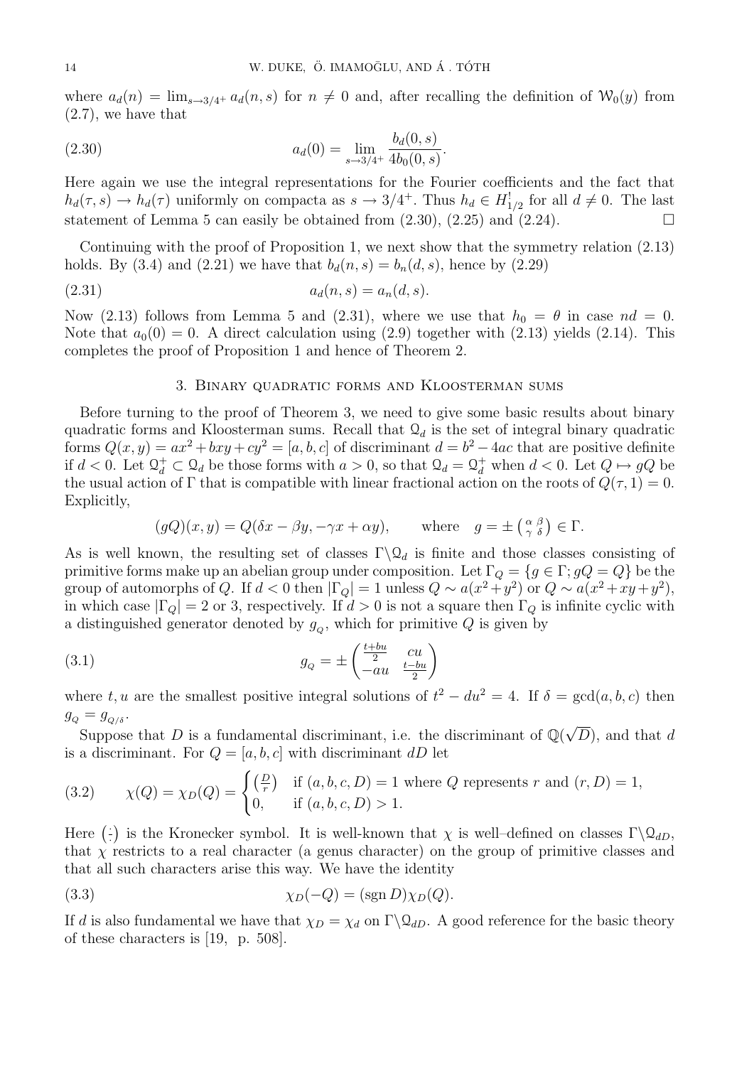where $a_d(n) = \lim_{s\to 3/4^+} a_d(n,s)$ for $n \neq 0$ and, after recalling the definition of $\mathcal{W}_0(y)$ from (2.7), we have that

$$a_d(0) = \lim_{s\to 3/4^+} \frac{b_d(0,s)}{4b_0(0,s)}. \tag{2.30}$$

Here again we use the integral representations for the Fourier coefficients and the fact that $h_d(\tau,s) \to h_d(\tau)$ uniformly on compacta as $s \to 3/4^+$. Thus $h_d \in H^!_{1/2}$ for all $d \neq 0$. The last statement of Lemma 5 can easily be obtained from (2.30), (2.25) and (2.24). $\square$

Continuing with the proof of Proposition 1, we next show that the symmetry relation (2.13) holds. By (3.4) and (2.21) we have that $b_d(n,s) = b_n(d,s)$, hence by (2.29)

$$a_d(n,s) = a_n(d,s). \tag{2.31}$$

Now (2.13) follows from Lemma 5 and (2.31), where we use that $h_0 = \theta$ in case $nd = 0$. Note that $a_0(0) = 0$. A direct calculation using (2.9) together with (2.13) yields (2.14). This completes the proof of Proposition 1 and hence of Theorem 2.

## 3. Binary quadratic forms and Kloosterman sums

Before turning to the proof of Theorem 3, we need to give some basic results about binary quadratic forms and Kloosterman sums. Recall that $\mathcal{Q}_d$ is the set of integral binary quadratic forms $Q(x,y) = ax^2+bxy+cy^2 = [a,b,c]$ of discriminant $d = b^2-4ac$ that are positive definite if $d<0$. Let $\mathcal{Q}_d^+ \subset \mathcal{Q}_d$ be those forms with $a>0$, so that $\mathcal{Q}_d = \mathcal{Q}_d^+$ when $d<0$. Let $Q \mapsto gQ$ be the usual action of $\Gamma$ that is compatible with linear fractional action on the roots of $Q(\tau,1)=0$. Explicitly,

$$(gQ)(x,y) = Q(\delta x - \beta y, -\gamma x + \alpha y), \qquad \text{where} \quad g = \pm \left(\begin{smallmatrix} \alpha & \beta \\ \gamma & \delta \end{smallmatrix}\right) \in \Gamma.$$

As is well known, the resulting set of classes $\Gamma\backslash\mathcal{Q}_d$ is finite and those classes consisting of primitive forms make up an abelian group under composition. Let $\Gamma_Q = \{g\in\Gamma; gQ = Q\}$ be the group of automorphs of $Q$. If $d<0$ then $|\Gamma_Q| = 1$ unless $Q \sim a(x^2+y^2)$ or $Q\sim a(x^2+xy+y^2)$, in which case $|\Gamma_Q| = 2$ or $3$, respectively. If $d>0$ is not a square then $\Gamma_Q$ is infinite cyclic with a distinguished generator denoted by $g_{_Q}$, which for primitive $Q$ is given by

$$g_{_Q} = \pm \begin{pmatrix} \frac{t+bu}{2} & cu \\ -au & \frac{t-bu}{2} \end{pmatrix} \tag{3.1}$$

where $t,u$ are the smallest positive integral solutions of $t^2-du^2=4$. If $\delta = \gcd(a,b,c)$ then $g_{_Q} = g_{_{Q/\delta}}$.

Suppose that $D$ is a fundamental discriminant, i.e. the discriminant of $\mathbb{Q}(\sqrt{D})$, and that $d$ is a discriminant. For $Q=[a,b,c]$ with discriminant $dD$ let

$$\chi(Q) = \chi_D(Q) = \begin{cases} \left(\frac{D}{r}\right) & \text{if } (a,b,c,D)=1 \text{ where } Q \text{ represents } r \text{ and } (r,D)=1, \\ 0, & \text{if } (a,b,c,D)>1. \end{cases} \tag{3.2}$$

Here $\left(\frac{\cdot}{\cdot}\right)$ is the Kronecker symbol. It is well-known that $\chi$ is well–defined on classes $\Gamma\backslash\mathcal{Q}_{dD}$, that $\chi$ restricts to a real character (a genus character) on the group of primitive classes and that all such characters arise this way. We have the identity

$$\chi_D(-Q) = (\operatorname{sgn} D)\chi_D(Q). \tag{3.3}$$

If $d$ is also fundamental we have that $\chi_D = \chi_d$ on $\Gamma\backslash\mathcal{Q}_{dD}$. A good reference for the basic theory of these characters is [19, p. 508].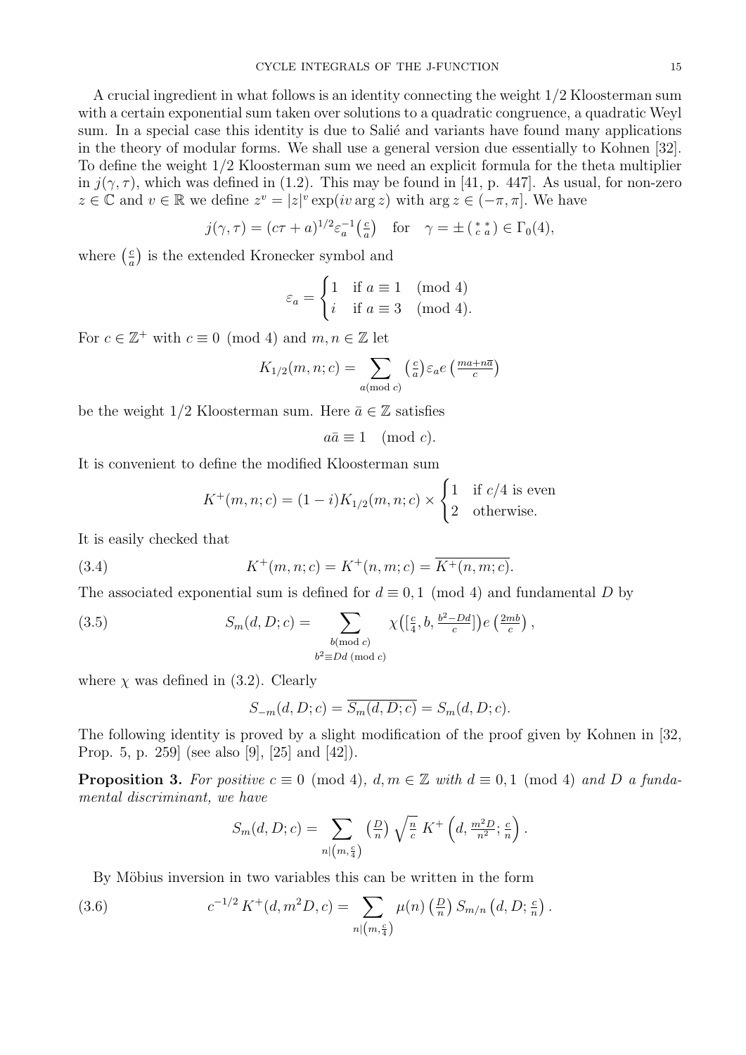A crucial ingredient in what follows is an identity connecting the weight 1/2 Kloosterman sum with a certain exponential sum taken over solutions to a quadratic congruence, a quadratic Weyl sum. In a special case this identity is due to Salié and variants have found many applications in the theory of modular forms. We shall use a general version due essentially to Kohnen [32]. To define the weight 1/2 Kloosterman sum we need an explicit formula for the theta multiplier in $j(\gamma, \tau)$, which was defined in (1.2). This may be found in [41, p. 447]. As usual, for non-zero $z \in \mathbb{C}$ and $v \in \mathbb{R}$ we define $z^v = |z|^v \exp(iv \arg z)$ with $\arg z \in (-\pi, \pi]$. We have

$$j(\gamma, \tau) = (c\tau + a)^{1/2} \varepsilon_a^{-1} \left(\tfrac{c}{a}\right) \quad \text{for} \quad \gamma = \pm \left(\begin{smallmatrix} * & * \\ c & a \end{smallmatrix}\right) \in \Gamma_0(4),$$

where $\left(\frac{c}{a}\right)$ is the extended Kronecker symbol and

$$\varepsilon_a = \begin{cases} 1 & \text{if } a \equiv 1 \pmod 4 \\ i & \text{if } a \equiv 3 \pmod 4. \end{cases}$$

For $c \in \mathbb{Z}^+$ with $c \equiv 0 \pmod 4$ and $m, n \in \mathbb{Z}$ let

$$K_{1/2}(m, n; c) = \sum_{a (\mathrm{mod}\ c)} \left(\tfrac{c}{a}\right) \varepsilon_a e\left(\tfrac{ma + n\bar{a}}{c}\right)$$

be the weight 1/2 Kloosterman sum. Here $\bar{a} \in \mathbb{Z}$ satisfies

$$a\bar{a} \equiv 1 \pmod c.$$

It is convenient to define the modified Kloosterman sum

$$K^+(m, n; c) = (1 - i) K_{1/2}(m, n; c) \times \begin{cases} 1 & \text{if } c/4 \text{ is even} \\ 2 & \text{otherwise.} \end{cases}$$

It is easily checked that

$$K^+(m, n; c) = K^+(n, m; c) = \overline{K^+(n, m; c)}. \tag{3.4}$$

The associated exponential sum is defined for $d \equiv 0, 1 \pmod 4$ and fundamental $D$ by

$$S_m(d, D; c) = \sum_{\substack{b (\mathrm{mod}\ c) \\ b^2 \equiv Dd\ (\mathrm{mod}\ c)}} \chi\left(\left[\tfrac{c}{4}, b, \tfrac{b^2 - Dd}{c}\right]\right) e\left(\tfrac{2mb}{c}\right), \tag{3.5}$$

where $\chi$ was defined in (3.2). Clearly

$$S_{-m}(d, D; c) = \overline{S_m(d, D; c)} = S_m(d, D; c).$$

The following identity is proved by a slight modification of the proof given by Kohnen in [32, Prop. 5, p. 259] (see also [9], [25] and [42]).

**Proposition 3.** *For positive $c \equiv 0 \pmod 4$, $d, m \in \mathbb{Z}$ with $d \equiv 0, 1 \pmod 4$ and $D$ a fundamental discriminant, we have*

$$S_m(d, D; c) = \sum_{n | \left(m, \frac{c}{4}\right)} \left(\tfrac{D}{n}\right) \sqrt{\tfrac{n}{c}}\ K^+\left(d, \tfrac{m^2 D}{n^2}; \tfrac{c}{n}\right).$$

By Möbius inversion in two variables this can be written in the form

$$c^{-1/2} K^+(d, m^2 D, c) = \sum_{n | \left(m, \frac{c}{4}\right)} \mu(n) \left(\tfrac{D}{n}\right) S_{m/n}\left(d, D; \tfrac{c}{n}\right). \tag{3.6}$$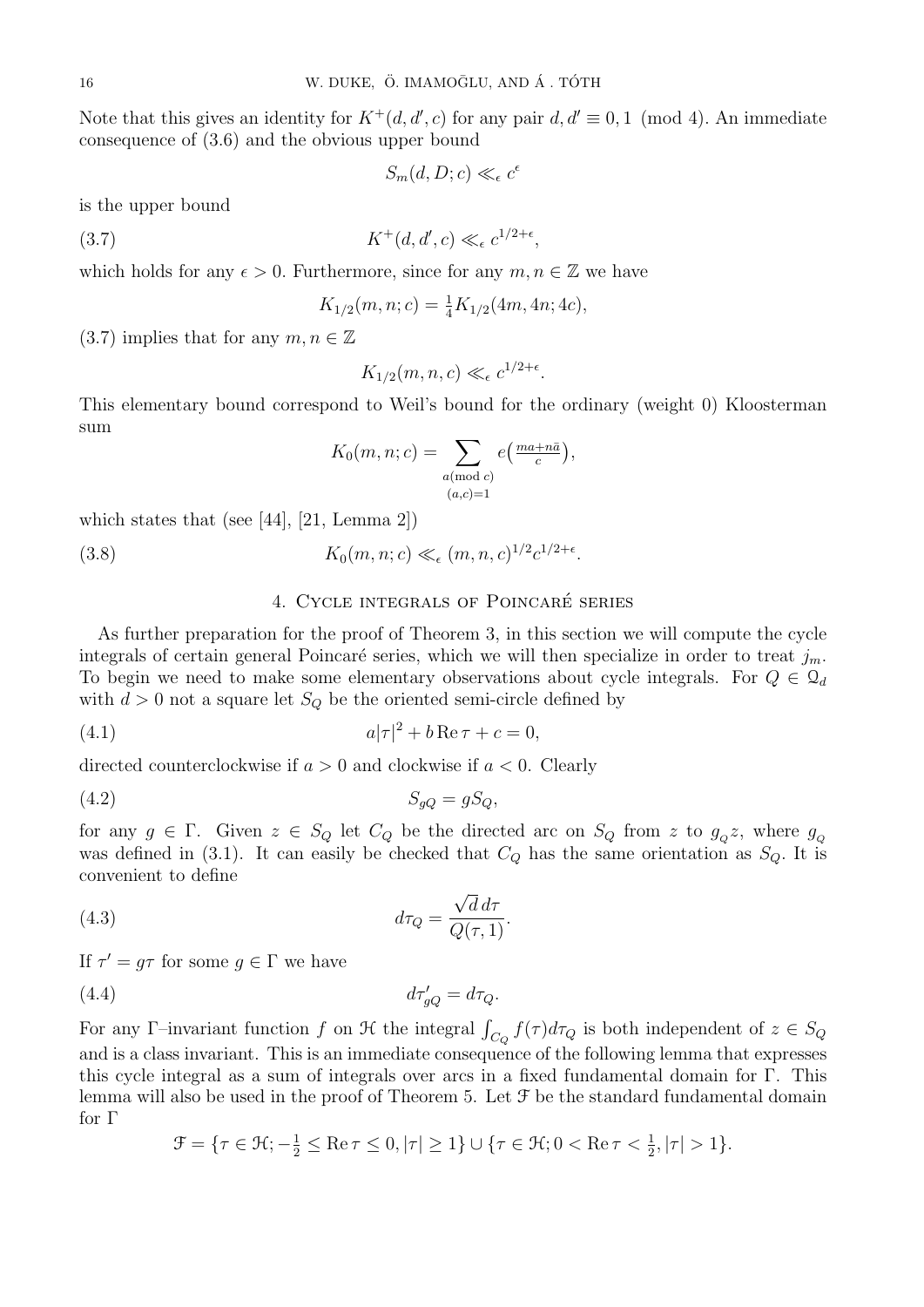Note that this gives an identity for $K^+(d, d', c)$ for any pair $d, d' \equiv 0, 1 \pmod 4$. An immediate consequence of (3.6) and the obvious upper bound

$$S_m(d, D; c) \ll_\epsilon c^\epsilon$$

is the upper bound

$$K^+(d, d', c) \ll_\epsilon c^{1/2+\epsilon}, \tag{3.7}$$

which holds for any $\epsilon > 0$. Furthermore, since for any $m, n \in \mathbb{Z}$ we have

$$K_{1/2}(m, n; c) = \tfrac{1}{4} K_{1/2}(4m, 4n; 4c),$$

(3.7) implies that for any $m, n \in \mathbb{Z}$

$$K_{1/2}(m, n, c) \ll_\epsilon c^{1/2+\epsilon}.$$

This elementary bound correspond to Weil's bound for the ordinary (weight 0) Kloosterman sum

$$K_0(m, n; c) = \sum_{\substack{a \pmod c \\ (a,c)=1}} e\left(\tfrac{ma+n\bar{a}}{c}\right),$$

which states that (see [44], [21, Lemma 2])

$$K_0(m, n; c) \ll_\epsilon (m, n, c)^{1/2} c^{1/2+\epsilon}. \tag{3.8}$$

## 4. Cycle integrals of Poincaré series

As further preparation for the proof of Theorem 3, in this section we will compute the cycle integrals of certain general Poincaré series, which we will then specialize in order to treat $j_m$. To begin we need to make some elementary observations about cycle integrals. For $Q \in \mathcal{Q}_d$ with $d > 0$ not a square let $S_Q$ be the oriented semi-circle defined by

$$a|\tau|^2 + b \operatorname{Re} \tau + c = 0, \tag{4.1}$$

directed counterclockwise if $a > 0$ and clockwise if $a < 0$. Clearly

$$S_{gQ} = g S_Q, \tag{4.2}$$

for any $g \in \Gamma$. Given $z \in S_Q$ let $C_Q$ be the directed arc on $S_Q$ from $z$ to $g_Q z$, where $g_Q$ was defined in (3.1). It can easily be checked that $C_Q$ has the same orientation as $S_Q$. It is convenient to define

$$d\tau_Q = \frac{\sqrt{d}\, d\tau}{Q(\tau, 1)}. \tag{4.3}$$

If $\tau' = g\tau$ for some $g \in \Gamma$ we have

$$d\tau'_{gQ} = d\tau_Q. \tag{4.4}$$

For any $\Gamma$–invariant function $f$ on $\mathcal{H}$ the integral $\int_{C_Q} f(\tau) d\tau_Q$ is both independent of $z \in S_Q$ and is a class invariant. This is an immediate consequence of the following lemma that expresses this cycle integral as a sum of integrals over arcs in a fixed fundamental domain for $\Gamma$. This lemma will also be used in the proof of Theorem 5. Let $\mathcal{F}$ be the standard fundamental domain for $\Gamma$

$$\mathcal{F} = \{\tau \in \mathcal{H}; -\tfrac{1}{2} \le \operatorname{Re} \tau \le 0, |\tau| \ge 1\} \cup \{\tau \in \mathcal{H}; 0 < \operatorname{Re} \tau < \tfrac{1}{2}, |\tau| > 1\}.$$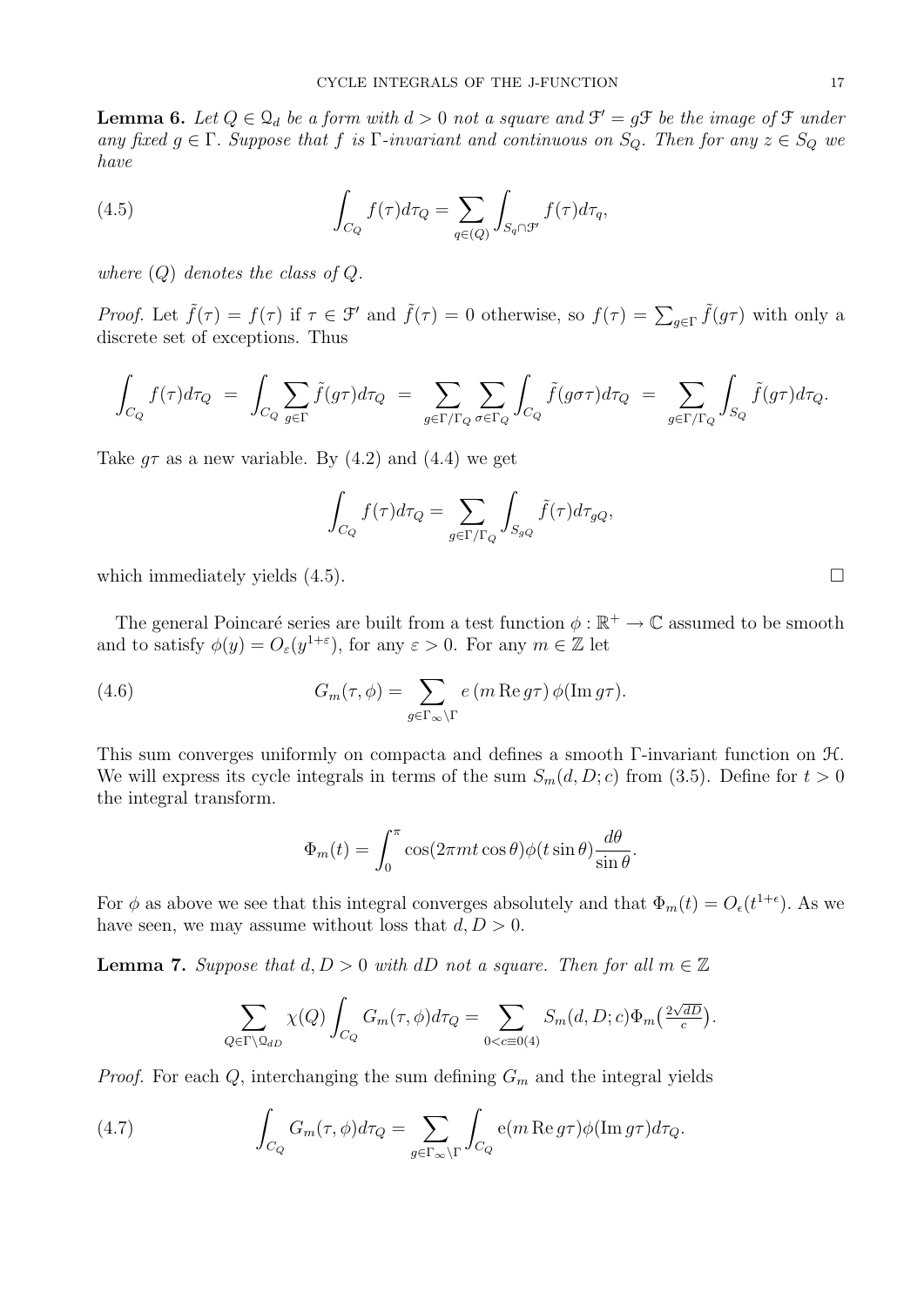**Lemma 6.** *Let $Q \in \mathcal{Q}_d$ be a form with $d > 0$ not a square and $\mathcal{F}' = g\mathcal{F}$ be the image of $\mathcal{F}$ under any fixed $g \in \Gamma$. Suppose that $f$ is $\Gamma$-invariant and continuous on $S_Q$. Then for any $z \in S_Q$ we have*

$$\int_{C_Q} f(\tau) d\tau_Q = \sum_{q \in (Q)} \int_{S_q \cap \mathcal{F}'} f(\tau) d\tau_q, \tag{4.5}$$

*where $(Q)$ denotes the class of $Q$.*

*Proof.* Let $\tilde{f}(\tau) = f(\tau)$ if $\tau \in \mathcal{F}'$ and $\tilde{f}(\tau) = 0$ otherwise, so $f(\tau) = \sum_{g \in \Gamma} \tilde{f}(g\tau)$ with only a discrete set of exceptions. Thus

$$\int_{C_Q} f(\tau) d\tau_Q \;=\; \int_{C_Q} \sum_{g \in \Gamma} \tilde{f}(g\tau) d\tau_Q \;=\; \sum_{g \in \Gamma/\Gamma_Q} \sum_{\sigma \in \Gamma_Q} \int_{C_Q} \tilde{f}(g\sigma\tau) d\tau_Q \;=\; \sum_{g \in \Gamma/\Gamma_Q} \int_{S_Q} \tilde{f}(g\tau) d\tau_Q.$$

Take $g\tau$ as a new variable. By (4.2) and (4.4) we get

$$\int_{C_Q} f(\tau) d\tau_Q = \sum_{g \in \Gamma/\Gamma_Q} \int_{S_{gQ}} \tilde{f}(\tau) d\tau_{gQ},$$

which immediately yields (4.5). $\square$

The general Poincaré series are built from a test function $\phi : \mathbb{R}^+ \to \mathbb{C}$ assumed to be smooth and to satisfy $\phi(y) = O_\varepsilon(y^{1+\varepsilon})$, for any $\varepsilon > 0$. For any $m \in \mathbb{Z}$ let

$$G_m(\tau, \phi) = \sum_{g \in \Gamma_\infty \backslash \Gamma} e\left(m \operatorname{Re} g\tau\right) \phi(\operatorname{Im} g\tau). \tag{4.6}$$

This sum converges uniformly on compacta and defines a smooth $\Gamma$-invariant function on $\mathcal{H}$. We will express its cycle integrals in terms of the sum $S_m(d, D; c)$ from (3.5). Define for $t > 0$ the integral transform.

$$\Phi_m(t) = \int_0^\pi \cos(2\pi m t \cos\theta) \phi(t \sin\theta) \frac{d\theta}{\sin\theta}.$$

For $\phi$ as above we see that this integral converges absolutely and that $\Phi_m(t) = O_\epsilon(t^{1+\epsilon})$. As we have seen, we may assume without loss that $d, D > 0$.

**Lemma 7.** *Suppose that $d, D > 0$ with $dD$ not a square. Then for all $m \in \mathbb{Z}$*

$$\sum_{Q \in \Gamma \backslash \mathcal{Q}_{dD}} \chi(Q) \int_{C_Q} G_m(\tau, \phi) d\tau_Q = \sum_{0 < c \equiv 0(4)} S_m(d, D; c) \Phi_m\left(\tfrac{2\sqrt{dD}}{c}\right).$$

*Proof.* For each $Q$, interchanging the sum defining $G_m$ and the integral yields

$$\int_{C_Q} G_m(\tau, \phi) d\tau_Q = \sum_{g \in \Gamma_\infty \backslash \Gamma} \int_{C_Q} \mathrm{e}(m \operatorname{Re} g\tau) \phi(\operatorname{Im} g\tau) d\tau_Q. \tag{4.7}$$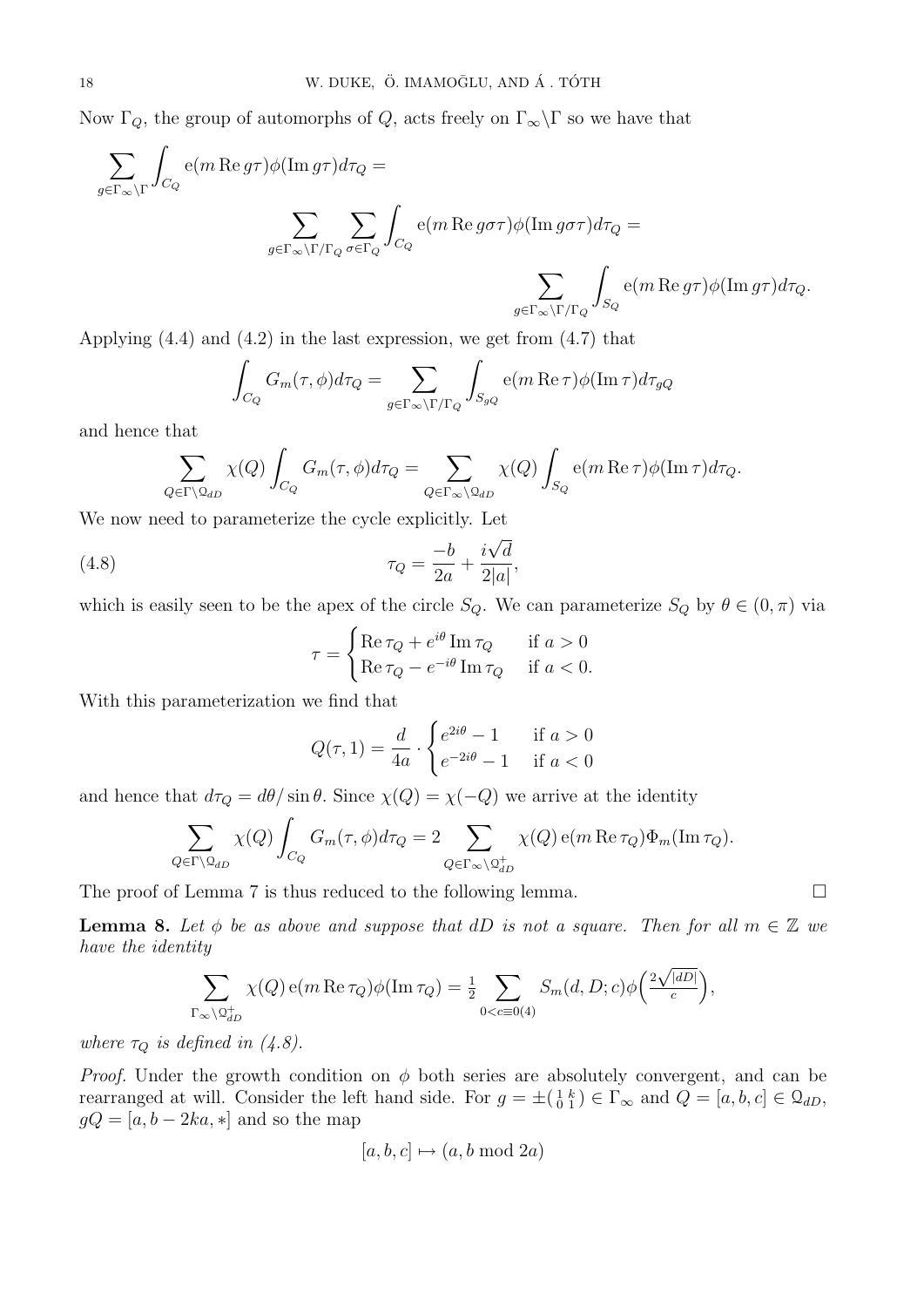Now $\Gamma_Q$, the group of automorphs of $Q$, acts freely on $\Gamma_\infty\backslash\Gamma$ so we have that

$$\sum_{g\in\Gamma_\infty\backslash\Gamma}\int_{C_Q} \mathrm{e}(m\,\mathrm{Re}\,g\tau)\phi(\mathrm{Im}\,g\tau)d\tau_Q =$$

$$\sum_{g\in\Gamma_\infty\backslash\Gamma/\Gamma_Q}\sum_{\sigma\in\Gamma_Q}\int_{C_Q} \mathrm{e}(m\,\mathrm{Re}\,g\sigma\tau)\phi(\mathrm{Im}\,g\sigma\tau)d\tau_Q =$$

$$\sum_{g\in\Gamma_\infty\backslash\Gamma/\Gamma_Q}\int_{S_Q} \mathrm{e}(m\,\mathrm{Re}\,g\tau)\phi(\mathrm{Im}\,g\tau)d\tau_Q.$$

Applying (4.4) and (4.2) in the last expression, we get from (4.7) that

$$\int_{C_Q} G_m(\tau,\phi)d\tau_Q = \sum_{g\in\Gamma_\infty\backslash\Gamma/\Gamma_Q}\int_{S_{gQ}} \mathrm{e}(m\,\mathrm{Re}\,\tau)\phi(\mathrm{Im}\,\tau)d\tau_{gQ}$$

and hence that

$$\sum_{Q\in\Gamma\backslash\mathcal{Q}_{dD}}\chi(Q)\int_{C_Q} G_m(\tau,\phi)d\tau_Q = \sum_{Q\in\Gamma_\infty\backslash\mathcal{Q}_{dD}}\chi(Q)\int_{S_Q} \mathrm{e}(m\,\mathrm{Re}\,\tau)\phi(\mathrm{Im}\,\tau)d\tau_Q.$$

We now need to parameterize the cycle explicitly. Let

$$\tau_Q = \frac{-b}{2a} + \frac{i\sqrt{d}}{2|a|}, \tag{4.8}$$

which is easily seen to be the apex of the circle $S_Q$. We can parameterize $S_Q$ by $\theta\in(0,\pi)$ via

$$\tau = \begin{cases}\mathrm{Re}\,\tau_Q + e^{i\theta}\,\mathrm{Im}\,\tau_Q & \text{if } a>0\\ \mathrm{Re}\,\tau_Q - e^{-i\theta}\,\mathrm{Im}\,\tau_Q & \text{if } a<0.\end{cases}$$

With this parameterization we find that

$$Q(\tau,1) = \frac{d}{4a}\cdot\begin{cases} e^{2i\theta}-1 & \text{if } a>0\\ e^{-2i\theta}-1 & \text{if } a<0\end{cases}$$

and hence that $d\tau_Q = d\theta/\sin\theta$. Since $\chi(Q)=\chi(-Q)$ we arrive at the identity

$$\sum_{Q\in\Gamma\backslash\mathcal{Q}_{dD}}\chi(Q)\int_{C_Q} G_m(\tau,\phi)d\tau_Q = 2\sum_{Q\in\Gamma_\infty\backslash\mathcal{Q}_{dD}^+}\chi(Q)\,\mathrm{e}(m\,\mathrm{Re}\,\tau_Q)\Phi_m(\mathrm{Im}\,\tau_Q).$$

The proof of Lemma 7 is thus reduced to the following lemma. $\square$

**Lemma 8.** *Let $\phi$ be as above and suppose that $dD$ is not a square. Then for all $m\in\mathbb{Z}$ we have the identity*

$$\sum_{\Gamma_\infty\backslash\mathcal{Q}_{dD}^+}\chi(Q)\,\mathrm{e}(m\,\mathrm{Re}\,\tau_Q)\phi(\mathrm{Im}\,\tau_Q) = \tfrac{1}{2}\sum_{0<c\equiv 0(4)} S_m(d,D;c)\phi\Big(\tfrac{2\sqrt{|dD|}}{c}\Big),$$

*where $\tau_Q$ is defined in (4.8).*

*Proof.* Under the growth condition on $\phi$ both series are absolutely convergent, and can be rearranged at will. Consider the left hand side. For $g=\pm\left(\begin{smallmatrix}1 & k\\ 0 & 1\end{smallmatrix}\right)\in\Gamma_\infty$ and $Q=[a,b,c]\in\mathcal{Q}_{dD}$, $gQ=[a,b-2ka,*]$ and so the map

$$[a,b,c]\mapsto(a, b \bmod 2a)$$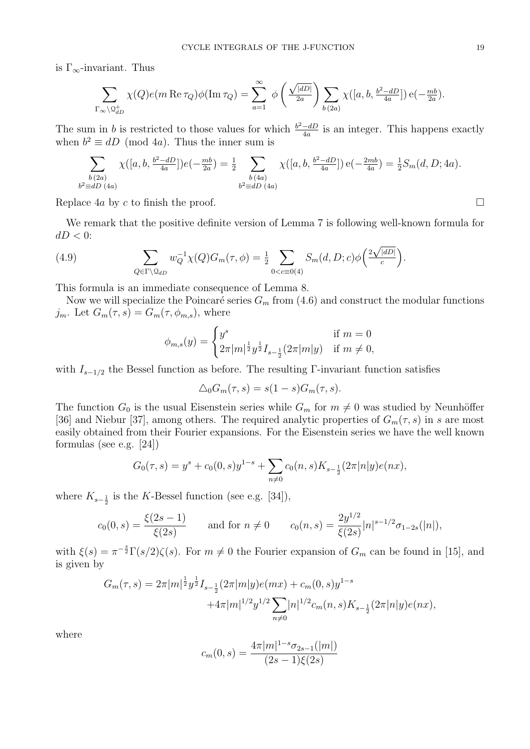is $\Gamma_\infty$-invariant. Thus

$$\sum_{\Gamma_\infty\backslash \mathcal{Q}^+_{dD}} \chi(Q) e(m \operatorname{Re} \tau_Q)\phi(\operatorname{Im} \tau_Q) = \sum_{a=1}^{\infty} \phi\left(\frac{\sqrt{|dD|}}{2a}\right) \sum_{b\,(2a)} \chi([a, b, \tfrac{b^2-dD}{4a}])\, e(-\tfrac{mb}{2a}).$$

The sum in $b$ is restricted to those values for which $\frac{b^2-dD}{4a}$ is an integer. This happens exactly when $b^2 \equiv dD \pmod{4a}$. Thus the inner sum is

$$\sum_{\substack{b\,(2a)\\ b^2\equiv dD\,(4a)}} \chi([a, b, \tfrac{b^2-dD}{4a}]) e(-\tfrac{mb}{2a}) = \tfrac{1}{2} \sum_{\substack{b\,(4a)\\ b^2\equiv dD\,(4a)}} \chi([a, b, \tfrac{b^2-dD}{4a}])\, e(-\tfrac{2mb}{4a}) = \tfrac{1}{2} S_m(d, D; 4a).$$

Replace $4a$ by $c$ to finish the proof. $\square$

We remark that the positive definite version of Lemma 7 is following well-known formula for $dD < 0$:

$$\sum_{Q\in\Gamma\backslash\mathcal{Q}_{dD}} w_Q^{-1}\chi(Q) G_m(\tau, \phi) = \tfrac{1}{2} \sum_{0<c\equiv 0(4)} S_m(d, D; c)\phi\Big(\tfrac{2\sqrt{|dD|}}{c}\Big). \tag{4.9}$$

This formula is an immediate consequence of Lemma 8.

Now we will specialize the Poincaré series $G_m$ from (4.6) and construct the modular functions $j_m$. Let $G_m(\tau, s) = G_m(\tau, \phi_{m,s})$, where

$$\phi_{m,s}(y) = \begin{cases} y^s & \text{if } m = 0 \\ 2\pi|m|^{\frac{1}{2}} y^{\frac{1}{2}} I_{s-\frac{1}{2}}(2\pi|m|y) & \text{if } m \neq 0, \end{cases}$$

with $I_{s-1/2}$ the Bessel function as before. The resulting $\Gamma$-invariant function satisfies

$$\triangle_0 G_m(\tau, s) = s(1-s) G_m(\tau, s).$$

The function $G_0$ is the usual Eisenstein series while $G_m$ for $m \neq 0$ was studied by Neunhöffer [36] and Niebur [37], among others. The required analytic properties of $G_m(\tau, s)$ in $s$ are most easily obtained from their Fourier expansions. For the Eisenstein series we have the well known formulas (see e.g. [24])

$$G_0(\tau, s) = y^s + c_0(0, s)y^{1-s} + \sum_{n\neq 0} c_0(n, s) K_{s-\frac{1}{2}}(2\pi|n|y)e(nx),$$

where $K_{s-\frac{1}{2}}$ is the $K$-Bessel function (see e.g. [34]),

$$c_0(0, s) = \frac{\xi(2s-1)}{\xi(2s)} \qquad \text{and for } n \neq 0 \qquad c_0(n, s) = \frac{2y^{1/2}}{\xi(2s)}|n|^{s-1/2}\sigma_{1-2s}(|n|),$$

with $\xi(s) = \pi^{-\frac{s}{2}}\Gamma(s/2)\zeta(s)$. For $m \neq 0$ the Fourier expansion of $G_m$ can be found in [15], and is given by

$$\begin{aligned} G_m(\tau, s) = 2\pi|m|^{\frac{1}{2}} y^{\frac{1}{2}} I_{s-\frac{1}{2}}(2\pi|m|y)e(mx) + c_m(0, s)y^{1-s} \\ + 4\pi|m|^{1/2} y^{1/2} \sum_{n\neq 0} |n|^{1/2} c_m(n, s) K_{s-\frac{1}{2}}(2\pi|n|y)e(nx), \end{aligned}$$

where

$$c_m(0, s) = \frac{4\pi|m|^{1-s}\sigma_{2s-1}(|m|)}{(2s-1)\xi(2s)}$$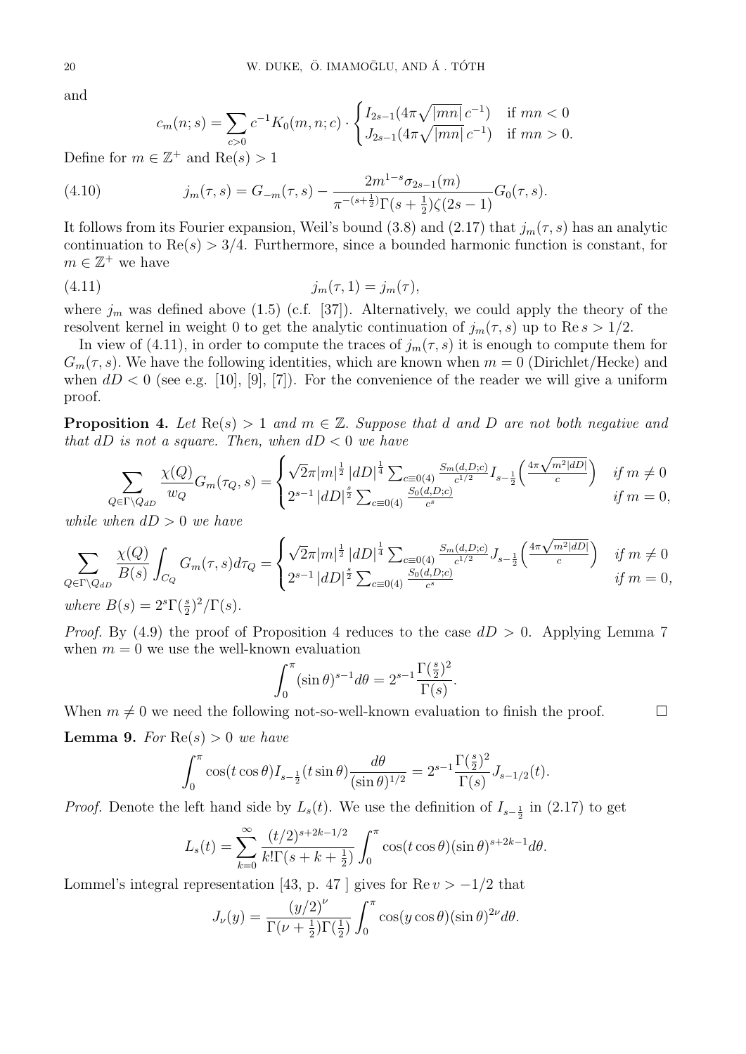and

$$c_m(n;s) = \sum_{c>0} c^{-1} K_0(m,n;c) \cdot \begin{cases} I_{2s-1}(4\pi\sqrt{|mn|}\, c^{-1}) & \text{if } mn<0 \\ J_{2s-1}(4\pi\sqrt{|mn|}\, c^{-1}) & \text{if } mn>0. \end{cases}$$

Define for $m \in \mathbb{Z}^+$ and $\mathrm{Re}(s) > 1$

$$j_m(\tau,s) = G_{-m}(\tau,s) - \frac{2m^{1-s}\sigma_{2s-1}(m)}{\pi^{-(s+\frac{1}{2})}\Gamma(s+\frac{1}{2})\zeta(2s-1)} G_0(\tau,s). \tag{4.10}$$

It follows from its Fourier expansion, Weil's bound (3.8) and (2.17) that $j_m(\tau,s)$ has an analytic continuation to $\mathrm{Re}(s) > 3/4$. Furthermore, since a bounded harmonic function is constant, for $m \in \mathbb{Z}^+$ we have

$$j_m(\tau,1) = j_m(\tau), \tag{4.11}$$

where $j_m$ was defined above (1.5) (c.f. [37]). Alternatively, we could apply the theory of the resolvent kernel in weight 0 to get the analytic continuation of $j_m(\tau,s)$ up to $\mathrm{Re}\, s > 1/2$.

In view of (4.11), in order to compute the traces of $j_m(\tau,s)$ it is enough to compute them for $G_m(\tau,s)$. We have the following identities, which are known when $m=0$ (Dirichlet/Hecke) and when $dD<0$ (see e.g. [10], [9], [7]). For the convenience of the reader we will give a uniform proof.

**Proposition 4.** *Let $\mathrm{Re}(s) > 1$ and $m \in \mathbb{Z}$. Suppose that $d$ and $D$ are not both negative and that $dD$ is not a square. Then, when $dD<0$ we have*

$$\sum_{Q \in \Gamma\backslash \mathcal{Q}_{dD}} \frac{\chi(Q)}{w_Q} G_m(\tau_Q,s) = \begin{cases} \sqrt{2}\pi |m|^{\frac{1}{2}} |dD|^{\frac{1}{4}} \sum_{c\equiv 0(4)} \frac{S_m(d,D;c)}{c^{1/2}} I_{s-\frac{1}{2}}\Big(\frac{4\pi\sqrt{m^2|dD|}}{c}\Big) & \text{if } m\neq 0 \\ 2^{s-1} |dD|^{\frac{s}{2}} \sum_{c\equiv 0(4)} \frac{S_0(d,D;c)}{c^s} & \text{if } m=0, \end{cases}$$

*while when $dD>0$ we have*

$$\sum_{Q \in \Gamma\backslash \mathcal{Q}_{dD}} \frac{\chi(Q)}{B(s)} \int_{C_Q} G_m(\tau,s) d\tau_Q = \begin{cases} \sqrt{2}\pi |m|^{\frac{1}{2}} |dD|^{\frac{1}{4}} \sum_{c\equiv 0(4)} \frac{S_m(d,D;c)}{c^{1/2}} J_{s-\frac{1}{2}}\Big(\frac{4\pi\sqrt{m^2|dD|}}{c}\Big) & \text{if } m\neq 0 \\ 2^{s-1} |dD|^{\frac{s}{2}} \sum_{c\equiv 0(4)} \frac{S_0(d,D;c)}{c^s} & \text{if } m=0, \end{cases}$$

*where $B(s) = 2^s \Gamma(\frac{s}{2})^2/\Gamma(s)$.*

*Proof.* By (4.9) the proof of Proposition 4 reduces to the case $dD>0$. Applying Lemma 7 when $m=0$ we use the well-known evaluation

$$\int_0^\pi (\sin\theta)^{s-1} d\theta = 2^{s-1}\frac{\Gamma(\frac{s}{2})^2}{\Gamma(s)}.$$

When $m \neq 0$ we need the following not-so-well-known evaluation to finish the proof. $\square$

**Lemma 9.** *For $\mathrm{Re}(s) > 0$ we have*

$$\int_0^\pi \cos(t\cos\theta) I_{s-\frac{1}{2}}(t\sin\theta) \frac{d\theta}{(\sin\theta)^{1/2}} = 2^{s-1}\frac{\Gamma(\frac{s}{2})^2}{\Gamma(s)} J_{s-1/2}(t).$$

*Proof.* Denote the left hand side by $L_s(t)$. We use the definition of $I_{s-\frac{1}{2}}$ in (2.17) to get

$$L_s(t) = \sum_{k=0}^\infty \frac{(t/2)^{s+2k-1/2}}{k!\Gamma(s+k+\frac{1}{2})} \int_0^\pi \cos(t\cos\theta)(\sin\theta)^{s+2k-1} d\theta.$$

Lommel's integral representation [43, p. 47 ] gives for $\mathrm{Re}\, v > -1/2$ that

$$J_\nu(y) = \frac{(y/2)^\nu}{\Gamma(\nu+\frac{1}{2})\Gamma(\frac{1}{2})} \int_0^\pi \cos(y\cos\theta)(\sin\theta)^{2\nu} d\theta.$$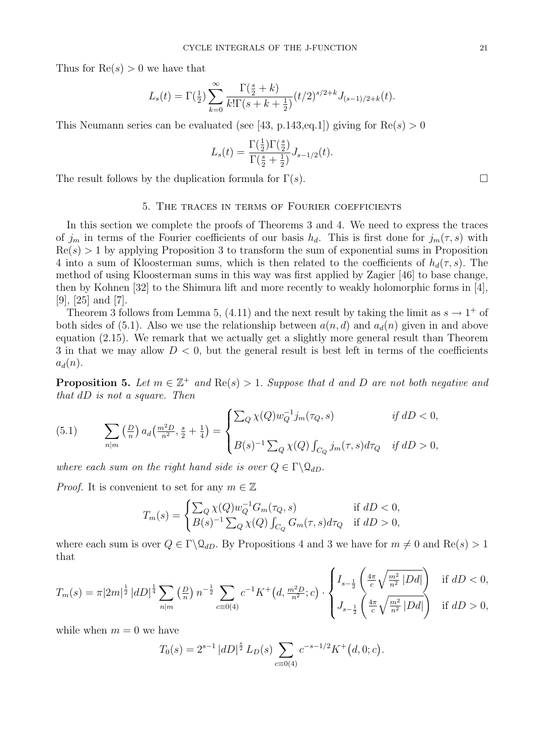Thus for $\mathrm{Re}(s) > 0$ we have that

$$L_s(t) = \Gamma(\tfrac{1}{2}) \sum_{k=0}^{\infty} \frac{\Gamma(\frac{s}{2}+k)}{k!\Gamma(s+k+\frac{1}{2})} (t/2)^{s/2+k} J_{(s-1)/2+k}(t).$$

This Neumann series can be evaluated (see [43, p.143,eq.1]) giving for $\mathrm{Re}(s) > 0$

$$L_s(t) = \frac{\Gamma(\frac{1}{2})\Gamma(\frac{s}{2})}{\Gamma(\frac{s}{2}+\frac{1}{2})} J_{s-1/2}(t).$$

The result follows by the duplication formula for $\Gamma(s)$. $\square$

## 5. The traces in terms of Fourier coefficients

In this section we complete the proofs of Theorems 3 and 4. We need to express the traces of $j_m$ in terms of the Fourier coefficients of our basis $h_d$. This is first done for $j_m(\tau, s)$ with $\mathrm{Re}(s) > 1$ by applying Proposition 3 to transform the sum of exponential sums in Proposition 4 into a sum of Kloosterman sums, which is then related to the coefficients of $h_d(\tau, s)$. The method of using Kloosterman sums in this way was first applied by Zagier [46] to base change, then by Kohnen [32] to the Shimura lift and more recently to weakly holomorphic forms in [4], [9], [25] and [7].

Theorem 3 follows from Lemma 5, (4.11) and the next result by taking the limit as $s \to 1^+$ of both sides of (5.1). Also we use the relationship between $a(n, d)$ and $a_d(n)$ given in and above equation (2.15). We remark that we actually get a slightly more general result than Theorem 3 in that we may allow $D < 0$, but the general result is best left in terms of the coefficients $a_d(n)$.

**Proposition 5.** *Let $m \in \mathbb{Z}^+$ and $\mathrm{Re}(s) > 1$. Suppose that $d$ and $D$ are not both negative and that $dD$ is not a square. Then*

$$\sum_{n|m} \left(\tfrac{D}{n}\right) a_d\left(\tfrac{m^2 D}{n^2}, \tfrac{s}{2}+\tfrac{1}{4}\right) = \begin{cases} \sum_Q \chi(Q) w_Q^{-1} j_m(\tau_Q, s) & \text{if } dD < 0, \\[2ex] B(s)^{-1} \sum_Q \chi(Q) \int_{C_Q} j_m(\tau, s) d\tau_Q & \text{if } dD > 0, \end{cases} \tag{5.1}$$

*where each sum on the right hand side is over $Q \in \Gamma \backslash \mathcal{Q}_{dD}$.*

*Proof.* It is convenient to set for any $m \in \mathbb{Z}$

$$T_m(s) = \begin{cases} \sum_Q \chi(Q) w_Q^{-1} G_m(\tau_Q, s) & \text{if } dD < 0, \\ B(s)^{-1} \sum_Q \chi(Q) \int_{C_Q} G_m(\tau, s) d\tau_Q & \text{if } dD > 0, \end{cases}$$

where each sum is over $Q \in \Gamma \backslash \mathcal{Q}_{dD}$. By Propositions 4 and 3 we have for $m \neq 0$ and $\mathrm{Re}(s) > 1$ that

$$T_m(s) = \pi |2m|^{\frac{1}{2}} |dD|^{\frac{1}{4}} \sum_{n|m} \left(\tfrac{D}{n}\right) n^{-\frac{1}{2}} \sum_{c \equiv 0(4)} c^{-1} K^+\big(d, \tfrac{m^2 D}{n^2}; c\big) \cdot \begin{cases} I_{s-\frac{1}{2}}\left(\frac{4\pi}{c}\sqrt{\frac{m^2}{n^2}|Dd|}\right) & \text{if } dD < 0, \\[2ex] J_{s-\frac{1}{2}}\left(\frac{4\pi}{c}\sqrt{\frac{m^2}{n^2}|Dd|}\right) & \text{if } dD > 0, \end{cases}$$

while when $m = 0$ we have

$$T_0(s) = 2^{s-1} |dD|^{\frac{s}{2}} L_D(s) \sum_{c \equiv 0(4)} c^{-s-1/2} K^+\big(d, 0; c\big).$$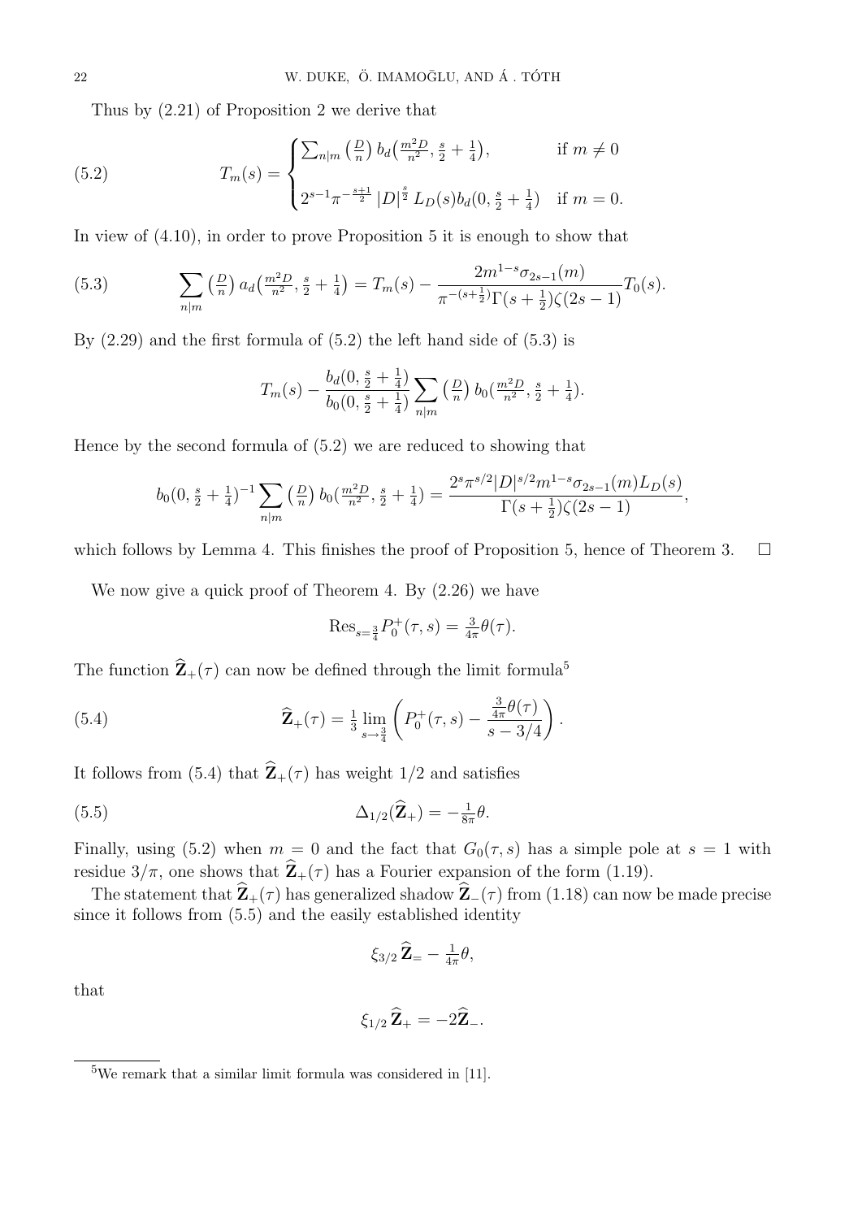Thus by (2.21) of Proposition 2 we derive that

$$
T_m(s) = \begin{cases} \sum_{n|m} \left(\frac{D}{n}\right) b_d\left(\frac{m^2 D}{n^2}, \frac{s}{2}+\frac{1}{4}\right), & \text{if } m \neq 0 \\[2ex] 2^{s-1}\pi^{-\frac{s+1}{2}} |D|^{\frac{s}{2}} L_D(s) b_d(0, \frac{s}{2}+\frac{1}{4}) & \text{if } m = 0. \end{cases} \tag{5.2}
$$

In view of (4.10), in order to prove Proposition 5 it is enough to show that

$$
\sum_{n|m} \left(\tfrac{D}{n}\right) a_d\left(\tfrac{m^2 D}{n^2}, \tfrac{s}{2}+\tfrac{1}{4}\right) = T_m(s) - \frac{2m^{1-s}\sigma_{2s-1}(m)}{\pi^{-(s+\frac{1}{2})}\Gamma(s+\frac{1}{2})\zeta(2s-1)} T_0(s). \tag{5.3}
$$

By (2.29) and the first formula of (5.2) the left hand side of (5.3) is

$$
T_m(s) - \frac{b_d(0, \frac{s}{2}+\frac{1}{4})}{b_0(0, \frac{s}{2}+\frac{1}{4})} \sum_{n|m} \left(\tfrac{D}{n}\right) b_0\left(\tfrac{m^2 D}{n^2}, \tfrac{s}{2}+\tfrac{1}{4}\right).
$$

Hence by the second formula of (5.2) we are reduced to showing that

$$
b_0(0, \tfrac{s}{2}+\tfrac{1}{4})^{-1} \sum_{n|m} \left(\tfrac{D}{n}\right) b_0\left(\tfrac{m^2 D}{n^2}, \tfrac{s}{2}+\tfrac{1}{4}\right) = \frac{2^s \pi^{s/2} |D|^{s/2} m^{1-s} \sigma_{2s-1}(m) L_D(s)}{\Gamma(s+\frac{1}{2})\zeta(2s-1)},
$$

which follows by Lemma 4. This finishes the proof of Proposition 5, hence of Theorem 3. $\square$

We now give a quick proof of Theorem 4. By (2.26) we have

$$
\mathrm{Res}_{s=\frac{3}{4}} P_0^+(\tau, s) = \tfrac{3}{4\pi}\theta(\tau).
$$

The function $\widehat{\mathbf{Z}}_+(\tau)$ can now be defined through the limit formula[5]

$$
\widehat{\mathbf{Z}}_+(\tau) = \tfrac{1}{3} \lim_{s \to \frac{3}{4}} \left( P_0^+(\tau, s) - \frac{\frac{3}{4\pi}\theta(\tau)}{s - 3/4} \right). \tag{5.4}
$$

It follows from (5.4) that $\widehat{\mathbf{Z}}_+(\tau)$ has weight $1/2$ and satisfies

$$
\Delta_{1/2}(\widehat{\mathbf{Z}}_+) = -\tfrac{1}{8\pi}\theta. \tag{5.5}
$$

Finally, using (5.2) when $m = 0$ and the fact that $G_0(\tau, s)$ has a simple pole at $s = 1$ with residue $3/\pi$, one shows that $\widehat{\mathbf{Z}}_+(\tau)$ has a Fourier expansion of the form (1.19).

The statement that $\widehat{\mathbf{Z}}_+(\tau)$ has generalized shadow $\widehat{\mathbf{Z}}_-(\tau)$ from (1.18) can now be made precise since it follows from (5.5) and the easily established identity

$$
\xi_{3/2}\, \widehat{\mathbf{Z}}_= - \tfrac{1}{4\pi}\theta,
$$

that

$$
\xi_{1/2}\, \widehat{\mathbf{Z}}_+ = -2\widehat{\mathbf{Z}}_-.
$$

[5] We remark that a similar limit formula was considered in [11].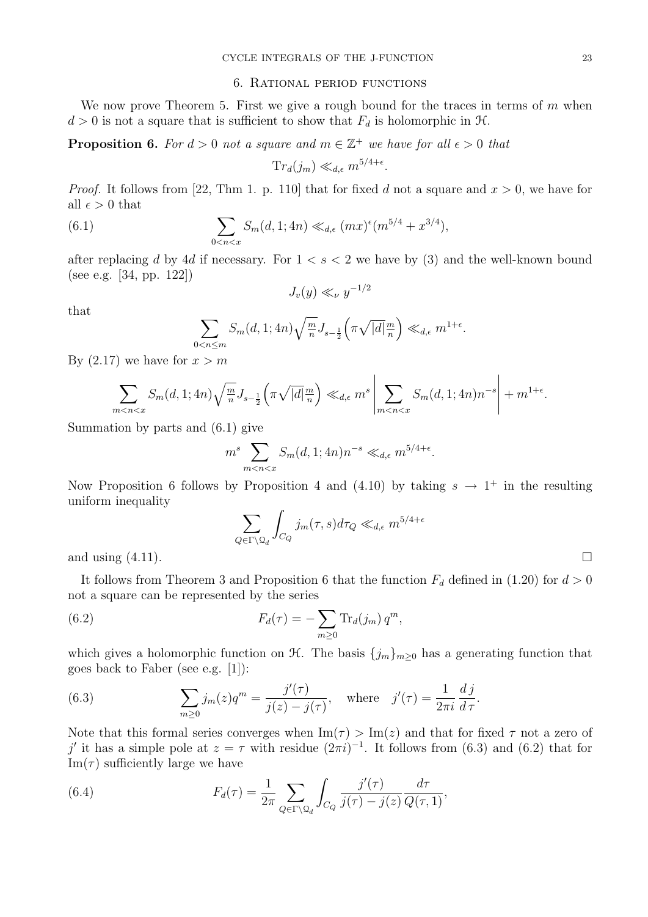## 6. Rational period functions

We now prove Theorem 5. First we give a rough bound for the traces in terms of $m$ when $d > 0$ is not a square that is sufficient to show that $F_d$ is holomorphic in $\mathcal{H}$.

**Proposition 6.** *For $d > 0$ not a square and $m \in \mathbb{Z}^+$ we have for all $\epsilon > 0$ that*

$$\mathrm{Tr}_d(j_m) \ll_{d,\epsilon} m^{5/4+\epsilon}.$$

*Proof.* It follows from [22, Thm 1. p. 110] that for fixed $d$ not a square and $x > 0$, we have for all $\epsilon > 0$ that

$$\sum_{0<n<x} S_m(d, 1; 4n) \ll_{d,\epsilon} (mx)^\epsilon (m^{5/4} + x^{3/4}), \tag{6.1}$$

after replacing $d$ by $4d$ if necessary. For $1 < s < 2$ we have by (3) and the well-known bound (see e.g. [34, pp. 122])

$$J_v(y) \ll_\nu y^{-1/2}$$

that

$$\sum_{0<n\leq m} S_m(d, 1; 4n)\sqrt{\tfrac{m}{n}} J_{s-\frac{1}{2}}\Big(\pi\sqrt{|d|}\tfrac{m}{n}\Big) \ll_{d,\epsilon} m^{1+\epsilon}.$$

By (2.17) we have for $x > m$

$$\sum_{m<n<x} S_m(d, 1; 4n)\sqrt{\tfrac{m}{n}} J_{s-\frac{1}{2}}\Big(\pi\sqrt{|d|}\tfrac{m}{n}\Big) \ll_{d,\epsilon} m^s \left|\sum_{m<n<x} S_m(d, 1; 4n) n^{-s}\right| + m^{1+\epsilon}.$$

Summation by parts and (6.1) give

$$m^s \sum_{m<n<x} S_m(d, 1; 4n) n^{-s} \ll_{d,\epsilon} m^{5/4+\epsilon}.$$

Now Proposition 6 follows by Proposition 4 and (4.10) by taking $s \to 1^+$ in the resulting uniform inequality

$$\sum_{Q\in\Gamma\backslash\mathcal{Q}_d} \int_{C_Q} j_m(\tau, s) d\tau_Q \ll_{d,\epsilon} m^{5/4+\epsilon}$$

and using (4.11). $\square$

It follows from Theorem 3 and Proposition 6 that the function $F_d$ defined in (1.20) for $d > 0$ not a square can be represented by the series

$$F_d(\tau) = -\sum_{m\geq 0} \mathrm{Tr}_d(j_m)\, q^m, \tag{6.2}$$

which gives a holomorphic function on $\mathcal{H}$. The basis $\{j_m\}_{m\geq 0}$ has a generating function that goes back to Faber (see e.g. [1]):

$$\sum_{m\geq 0} j_m(z) q^m = \frac{j'(\tau)}{j(z) - j(\tau)}, \quad \text{where} \quad j'(\tau) = \frac{1}{2\pi i}\frac{d\,j}{d\,\tau}. \tag{6.3}$$

Note that this formal series converges when $\mathrm{Im}(\tau) > \mathrm{Im}(z)$ and that for fixed $\tau$ not a zero of $j'$ it has a simple pole at $z = \tau$ with residue $(2\pi i)^{-1}$. It follows from (6.3) and (6.2) that for $\mathrm{Im}(\tau)$ sufficiently large we have

$$F_d(\tau) = \frac{1}{2\pi} \sum_{Q\in\Gamma\backslash\mathcal{Q}_d} \int_{C_Q} \frac{j'(\tau)}{j(\tau) - j(z)} \frac{d\tau}{Q(\tau, 1)}, \tag{6.4}$$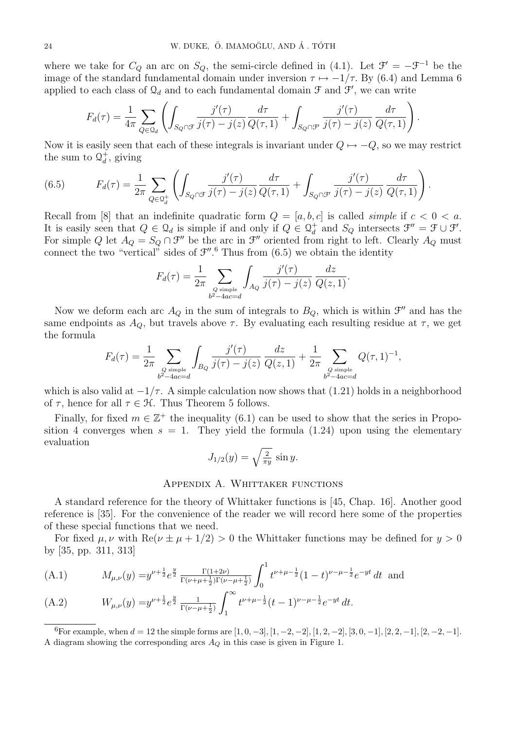where we take for $C_Q$ an arc on $S_Q$, the semi-circle defined in (4.1). Let $\mathcal{F}' = -\mathcal{F}^{-1}$ be the image of the standard fundamental domain under inversion $\tau \mapsto -1/\tau$. By (6.4) and Lemma 6 applied to each class of $\mathcal{Q}_d$ and to each fundamental domain $\mathcal{F}$ and $\mathcal{F}'$, we can write

$$F_d(\tau) = \frac{1}{4\pi} \sum_{Q \in \mathcal{Q}_d} \left( \int_{S_Q \cap \mathcal{F}} \frac{j'(\tau)}{j(\tau) - j(z)} \frac{d\tau}{Q(\tau, 1)} + \int_{S_Q \cap \mathcal{F}'} \frac{j'(\tau)}{j(\tau) - j(z)} \frac{d\tau}{Q(\tau, 1)} \right).$$

Now it is easily seen that each of these integrals is invariant under $Q \mapsto -Q$, so we may restrict the sum to $\mathcal{Q}_d^+$, giving

$$F_d(\tau) = \frac{1}{2\pi} \sum_{Q \in \mathcal{Q}_d^+} \left( \int_{S_Q \cap \mathcal{F}} \frac{j'(\tau)}{j(\tau) - j(z)} \frac{d\tau}{Q(\tau, 1)} + \int_{S_Q \cap \mathcal{F}'} \frac{j'(\tau)}{j(\tau) - j(z)} \frac{d\tau}{Q(\tau, 1)} \right). \tag{6.5}$$

Recall from [8] that an indefinite quadratic form $Q = [a, b, c]$ is called *simple* if $c < 0 < a$. It is easily seen that $Q \in \mathcal{Q}_d$ is simple if and only if $Q \in \mathcal{Q}_d^+$ and $S_Q$ intersects $\mathcal{F}'' = \mathcal{F} \cup \mathcal{F}'$. For simple $Q$ let $A_Q = S_Q \cap \mathcal{F}''$ be the arc in $\mathcal{F}''$ oriented from right to left. Clearly $A_Q$ must connect the two "vertical" sides of $\mathcal{F}''$.[6] Thus from (6.5) we obtain the identity

$$F_d(\tau) = \frac{1}{2\pi} \sum_{\substack{Q \text{ simple} \\ b^2 - 4ac = d}} \int_{A_Q} \frac{j'(\tau)}{j(\tau) - j(z)} \frac{dz}{Q(z, 1)}.$$

Now we deform each arc $A_Q$ in the sum of integrals to $B_Q$, which is within $\mathcal{F}''$ and has the same endpoints as $A_Q$, but travels above $\tau$. By evaluating each resulting residue at $\tau$, we get the formula

$$F_d(\tau) = \frac{1}{2\pi} \sum_{\substack{Q \text{ simple} \\ b^2 - 4ac = d}} \int_{B_Q} \frac{j'(\tau)}{j(\tau) - j(z)} \frac{dz}{Q(z, 1)} + \frac{1}{2\pi} \sum_{\substack{Q \text{ simple} \\ b^2 - 4ac = d}} Q(\tau, 1)^{-1},$$

which is also valid at $-1/\tau$. A simple calculation now shows that (1.21) holds in a neighborhood of $\tau$, hence for all $\tau \in \mathcal{H}$. Thus Theorem 5 follows.

Finally, for fixed $m \in \mathbb{Z}^+$ the inequality (6.1) can be used to show that the series in Proposition 4 converges when $s = 1$. They yield the formula (1.24) upon using the elementary evaluation

$$J_{1/2}(y) = \sqrt{\tfrac{2}{\pi y}} \sin y.$$

## Appendix A. Whittaker functions

A standard reference for the theory of Whittaker functions is [45, Chap. 16]. Another good reference is [35]. For the convenience of the reader we will record here some of the properties of these special functions that we need.

For fixed $\mu, \nu$ with $\mathrm{Re}(\nu \pm \mu + 1/2) > 0$ the Whittaker functions may be defined for $y > 0$ by [35, pp. 311, 313]

$$M_{\mu,\nu}(y) = y^{\nu + \frac{1}{2}} e^{\frac{y}{2}} \tfrac{\Gamma(1+2\nu)}{\Gamma(\nu+\mu+\frac{1}{2})\Gamma(\nu-\mu+\frac{1}{2})} \int_0^1 t^{\nu+\mu-\frac{1}{2}} (1-t)^{\nu-\mu-\frac{1}{2}} e^{-yt} \, dt \quad \text{and} \tag{A.1}$$

$$W_{\mu,\nu}(y) = y^{\nu + \frac{1}{2}} e^{\frac{y}{2}} \tfrac{1}{\Gamma(\nu-\mu+\frac{1}{2})} \int_1^\infty t^{\nu+\mu-\frac{1}{2}} (t-1)^{\nu-\mu-\frac{1}{2}} e^{-yt} \, dt. \tag{A.2}$$

---

[6] For example, when $d = 12$ the simple forms are $[1, 0, -3], [1, -2, -2], [1, 2, -2], [3, 0, -1], [2, 2, -1], [2, -2, -1]$. A diagram showing the corresponding arcs $A_Q$ in this case is given in Figure 1.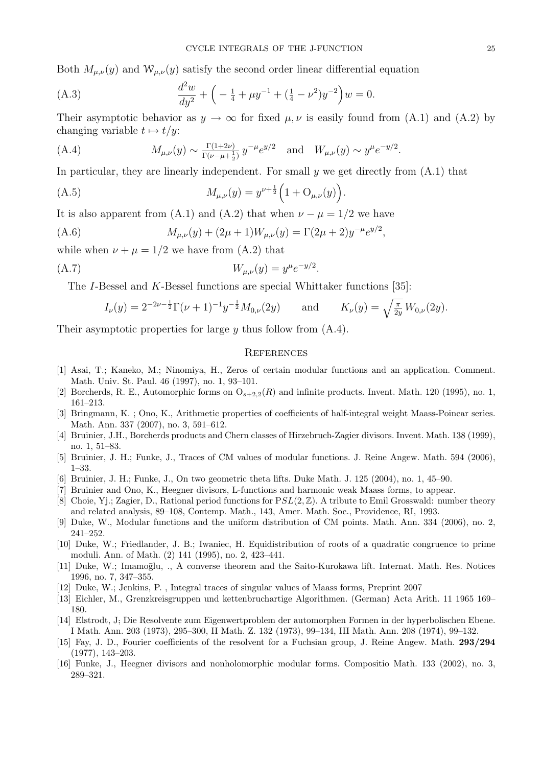Both $M_{\mu,\nu}(y)$ and $\mathcal{W}_{\mu,\nu}(y)$ satisfy the second order linear differential equation

$$\frac{d^2w}{dy^2} + \Big( -\tfrac{1}{4} + \mu y^{-1} + (\tfrac{1}{4} - \nu^2) y^{-2} \Big) w = 0. \tag{A.3}$$

Their asymptotic behavior as $y \to \infty$ for fixed $\mu, \nu$ is easily found from (A.1) and (A.2) by changing variable $t \mapsto t/y$:

$$M_{\mu,\nu}(y) \sim \tfrac{\Gamma(1+2\nu)}{\Gamma(\nu-\mu+\frac{1}{2})}\, y^{-\mu} e^{y/2} \quad \text{and} \quad W_{\mu,\nu}(y) \sim y^{\mu} e^{-y/2}. \tag{A.4}$$

In particular, they are linearly independent. For small $y$ we get directly from (A.1) that

$$M_{\mu,\nu}(y) = y^{\nu+\frac{1}{2}} \Big( 1 + \mathrm{O}_{\mu,\nu}(y) \Big). \tag{A.5}$$

It is also apparent from (A.1) and (A.2) that when $\nu - \mu = 1/2$ we have

$$M_{\mu,\nu}(y) + (2\mu+1) W_{\mu,\nu}(y) = \Gamma(2\mu+2) y^{-\mu} e^{y/2}, \tag{A.6}$$

while when $\nu + \mu = 1/2$ we have from (A.2) that

$$W_{\mu,\nu}(y) = y^{\mu} e^{-y/2}. \tag{A.7}$$

The $I$-Bessel and $K$-Bessel functions are special Whittaker functions [35]:

$$I_\nu(y) = 2^{-2\nu-\frac{1}{2}} \Gamma(\nu+1)^{-1} y^{-\frac{1}{2}} M_{0,\nu}(2y) \qquad \text{and} \qquad K_\nu(y) = \sqrt{\tfrac{\pi}{2y}}\, W_{0,\nu}(2y).$$

Their asymptotic properties for large $y$ thus follow from (A.4).

## References

[1] Asai, T.; Kaneko, M.; Ninomiya, H., Zeros of certain modular functions and an application. Comment. Math. Univ. St. Paul. 46 (1997), no. 1, 93–101.

[2] Borcherds, R. E., Automorphic forms on $\mathrm{O}_{s+2,2}(R)$ and infinite products. Invent. Math. 120 (1995), no. 1, 161–213.

[3] Bringmann, K. ; Ono, K., Arithmetic properties of coefficients of half-integral weight Maass-Poincar series. Math. Ann. 337 (2007), no. 3, 591–612.

[4] Bruinier, J.H., Borcherds products and Chern classes of Hirzebruch-Zagier divisors. Invent. Math. 138 (1999), no. 1, 51–83.

[5] Bruinier, J. H.; Funke, J., Traces of CM values of modular functions. J. Reine Angew. Math. 594 (2006), 1–33.

[6] Bruinier, J. H.; Funke, J., On two geometric theta lifts. Duke Math. J. 125 (2004), no. 1, 45–90.

[7] Bruinier and Ono, K., Heegner divisors, L-functions and harmonic weak Maass forms, to appear.

[8] Choie, Yj.; Zagier, D., Rational period functions for $\mathrm{P}SL(2,\mathbb{Z})$. A tribute to Emil Grosswald: number theory and related analysis, 89–108, Contemp. Math., 143, Amer. Math. Soc., Providence, RI, 1993.

[9] Duke, W., Modular functions and the uniform distribution of CM points. Math. Ann. 334 (2006), no. 2, 241–252.

[10] Duke, W.; Friedlander, J. B.; Iwaniec, H. Equidistribution of roots of a quadratic congruence to prime moduli. Ann. of Math. (2) 141 (1995), no. 2, 423–441.

[11] Duke, W.; Imamoḡlu, ., A converse theorem and the Saito-Kurokawa lift. Internat. Math. Res. Notices 1996, no. 7, 347–355.

[12] Duke, W.; Jenkins, P. , Integral traces of singular values of Maass forms, Preprint 2007

[13] Eichler, M., Grenzkreisgruppen und kettenbruchartige Algorithmen. (German) Acta Arith. 11 1965 169–180.

[14] Elstrodt, J; Die Resolvente zum Eigenwertproblem der automorphen Formen in der hyperbolischen Ebene. I Math. Ann. 203 (1973), 295–300, II Math. Z. 132 (1973), 99–134, III Math. Ann. 208 (1974), 99–132.

[15] Fay, J. D., Fourier coefficients of the resolvent for a Fuchsian group, J. Reine Angew. Math. **293/294** (1977), 143–203.

[16] Funke, J., Heegner divisors and nonholomorphic modular forms. Compositio Math. 133 (2002), no. 3, 289–321.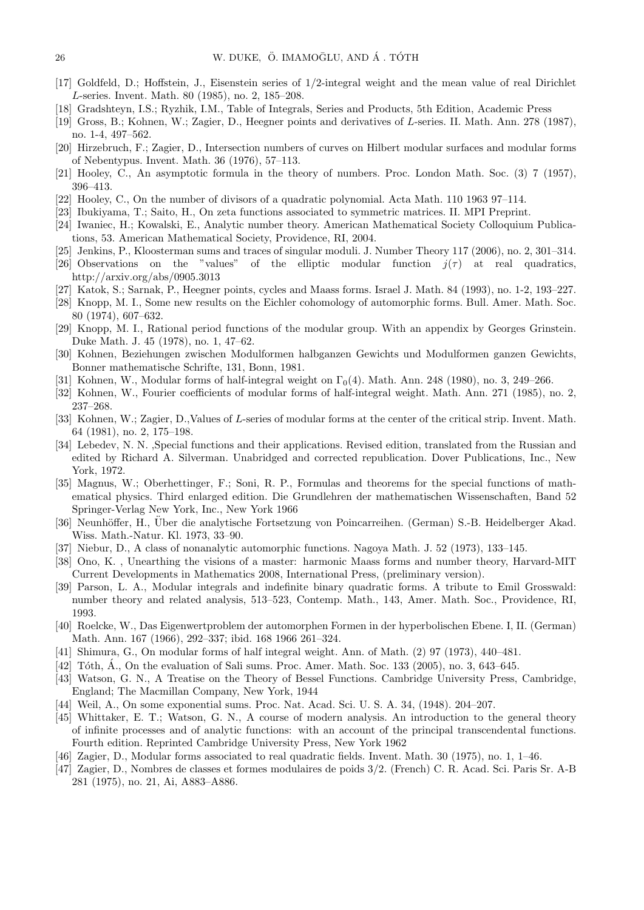[17] Goldfeld, D.; Hoffstein, J., Eisenstein series of 1/2-integral weight and the mean value of real Dirichlet $L$-series. Invent. Math. 80 (1985), no. 2, 185–208.

[18] Gradshteyn, I.S.; Ryzhik, I.M., Table of Integrals, Series and Products, 5th Edition, Academic Press

[19] Gross, B.; Kohnen, W.; Zagier, D., Heegner points and derivatives of $L$-series. II. Math. Ann. 278 (1987), no. 1-4, 497–562.

[20] Hirzebruch, F.; Zagier, D., Intersection numbers of curves on Hilbert modular surfaces and modular forms of Nebentypus. Invent. Math. 36 (1976), 57–113.

[21] Hooley, C., An asymptotic formula in the theory of numbers. Proc. London Math. Soc. (3) 7 (1957), 396–413.

[22] Hooley, C., On the number of divisors of a quadratic polynomial. Acta Math. 110 1963 97–114.

[23] Ibukiyama, T.; Saito, H., On zeta functions associated to symmetric matrices. II. MPI Preprint.

[24] Iwaniec, H.; Kowalski, E., Analytic number theory. American Mathematical Society Colloquium Publications, 53. American Mathematical Society, Providence, RI, 2004.

[25] Jenkins, P., Kloosterman sums and traces of singular moduli. J. Number Theory 117 (2006), no. 2, 301–314.

[26] Observations on the "values" of the elliptic modular function $j(\tau)$ at real quadratics, http://arxiv.org/abs/0905.3013

[27] Katok, S.; Sarnak, P., Heegner points, cycles and Maass forms. Israel J. Math. 84 (1993), no. 1-2, 193–227.

[28] Knopp, M. I., Some new results on the Eichler cohomology of automorphic forms. Bull. Amer. Math. Soc. 80 (1974), 607–632.

[29] Knopp, M. I., Rational period functions of the modular group. With an appendix by Georges Grinstein. Duke Math. J. 45 (1978), no. 1, 47–62.

[30] Kohnen, Beziehungen zwischen Modulformen halbganzen Gewichts und Modulformen ganzen Gewichts, Bonner mathematische Schrifte, 131, Bonn, 1981.

[31] Kohnen, W., Modular forms of half-integral weight on $\Gamma_0(4)$. Math. Ann. 248 (1980), no. 3, 249–266.

[32] Kohnen, W., Fourier coefficients of modular forms of half-integral weight. Math. Ann. 271 (1985), no. 2, 237–268.

[33] Kohnen, W.; Zagier, D.,Values of $L$-series of modular forms at the center of the critical strip. Invent. Math. 64 (1981), no. 2, 175–198.

[34] Lebedev, N. N. ,Special functions and their applications. Revised edition, translated from the Russian and edited by Richard A. Silverman. Unabridged and corrected republication. Dover Publications, Inc., New York, 1972.

[35] Magnus, W.; Oberhettinger, F.; Soni, R. P., Formulas and theorems for the special functions of mathematical physics. Third enlarged edition. Die Grundlehren der mathematischen Wissenschaften, Band 52 Springer-Verlag New York, Inc., New York 1966

[36] Neunhöffer, H., Über die analytische Fortsetzung von Poincarreihen. (German) S.-B. Heidelberger Akad. Wiss. Math.-Natur. Kl. 1973, 33–90.

[37] Niebur, D., A class of nonanalytic automorphic functions. Nagoya Math. J. 52 (1973), 133–145.

[38] Ono, K. , Unearthing the visions of a master: harmonic Maass forms and number theory, Harvard-MIT Current Developments in Mathematics 2008, International Press, (preliminary version).

[39] Parson, L. A., Modular integrals and indefinite binary quadratic forms. A tribute to Emil Grosswald: number theory and related analysis, 513–523, Contemp. Math., 143, Amer. Math. Soc., Providence, RI, 1993.

[40] Roelcke, W., Das Eigenwertproblem der automorphen Formen in der hyperbolischen Ebene. I, II. (German) Math. Ann. 167 (1966), 292–337; ibid. 168 1966 261–324.

[41] Shimura, G., On modular forms of half integral weight. Ann. of Math. (2) 97 (1973), 440–481.

[42] Tóth, Á., On the evaluation of Sali sums. Proc. Amer. Math. Soc. 133 (2005), no. 3, 643–645.

[43] Watson, G. N., A Treatise on the Theory of Bessel Functions. Cambridge University Press, Cambridge, England; The Macmillan Company, New York, 1944

[44] Weil, A., On some exponential sums. Proc. Nat. Acad. Sci. U. S. A. 34, (1948). 204–207.

[45] Whittaker, E. T.; Watson, G. N., A course of modern analysis. An introduction to the general theory of infinite processes and of analytic functions: with an account of the principal transcendental functions. Fourth edition. Reprinted Cambridge University Press, New York 1962

[46] Zagier, D., Modular forms associated to real quadratic fields. Invent. Math. 30 (1975), no. 1, 1–46.

[47] Zagier, D., Nombres de classes et formes modulaires de poids 3/2. (French) C. R. Acad. Sci. Paris Sr. A-B 281 (1975), no. 21, Ai, A883–A886.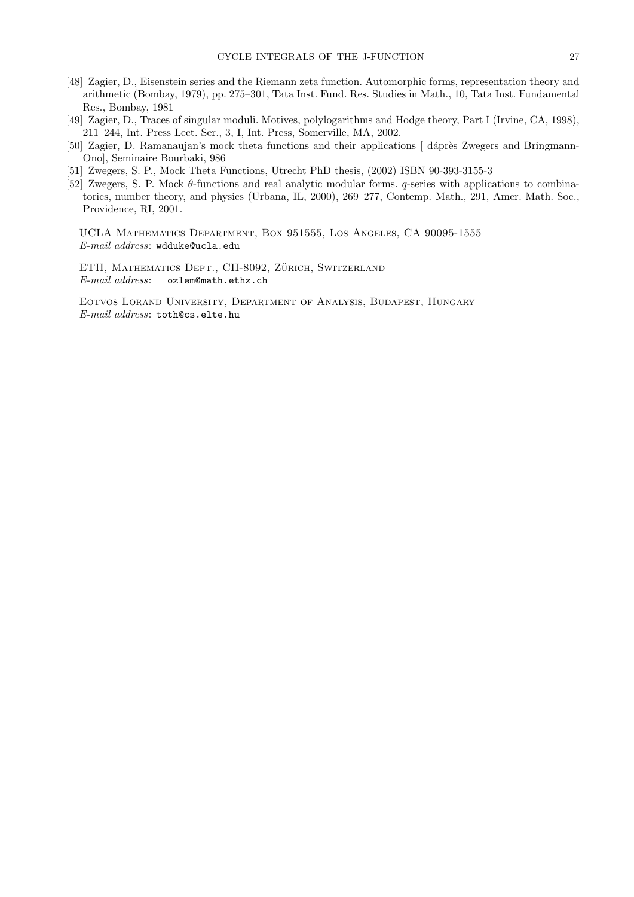[48] Zagier, D., Eisenstein series and the Riemann zeta function. Automorphic forms, representation theory and arithmetic (Bombay, 1979), pp. 275–301, Tata Inst. Fund. Res. Studies in Math., 10, Tata Inst. Fundamental Res., Bombay, 1981

[49] Zagier, D., Traces of singular moduli. Motives, polylogarithms and Hodge theory, Part I (Irvine, CA, 1998), 211–244, Int. Press Lect. Ser., 3, I, Int. Press, Somerville, MA, 2002.

[50] Zagier, D. Ramanaujan's mock theta functions and their applications [ dáprès Zwegers and Bringmann-Ono], Seminaire Bourbaki, 986

[51] Zwegers, S. P., Mock Theta Functions, Utrecht PhD thesis, (2002) ISBN 90-393-3155-3

[52] Zwegers, S. P. Mock $\theta$-functions and real analytic modular forms. $q$-series with applications to combinatorics, number theory, and physics (Urbana, IL, 2000), 269–277, Contemp. Math., 291, Amer. Math. Soc., Providence, RI, 2001.

UCLA Mathematics Department, Box 951555, Los Angeles, CA 90095-1555
*E-mail address*: wdduke@ucla.edu

ETH, Mathematics Dept., CH-8092, Zürich, Switzerland
*E-mail address*: ozlem@math.ethz.ch

Eotvos Lorand University, Department of Analysis, Budapest, Hungary
*E-mail address*: toth@cs.elte.hu